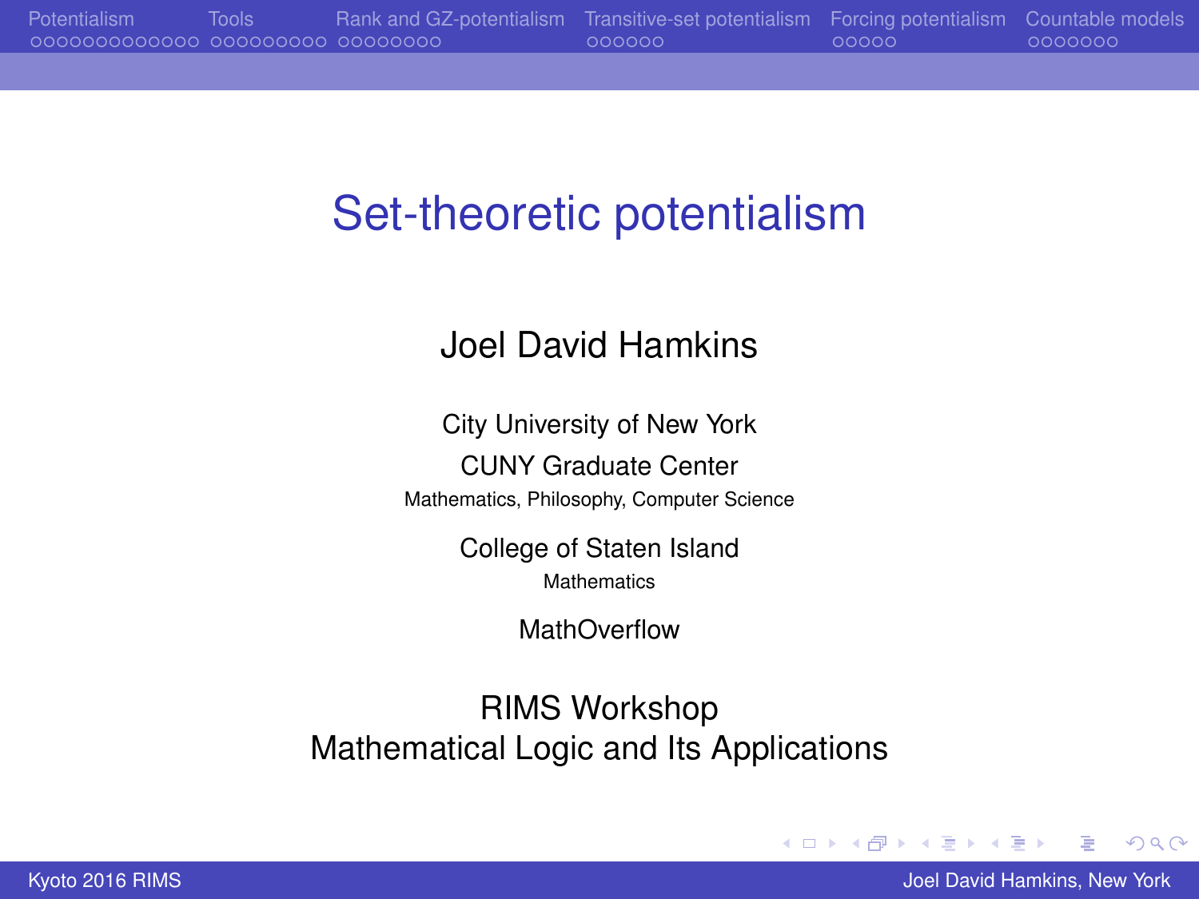# Set-theoretic potentialism

Joel David Hamkins

City University of New York

CUNY Graduate Center

Mathematics, Philosophy, Computer Science

College of Staten Island

Mathematics

MathOverflow

RIMS Workshop
Mathematical Logic and Its Applications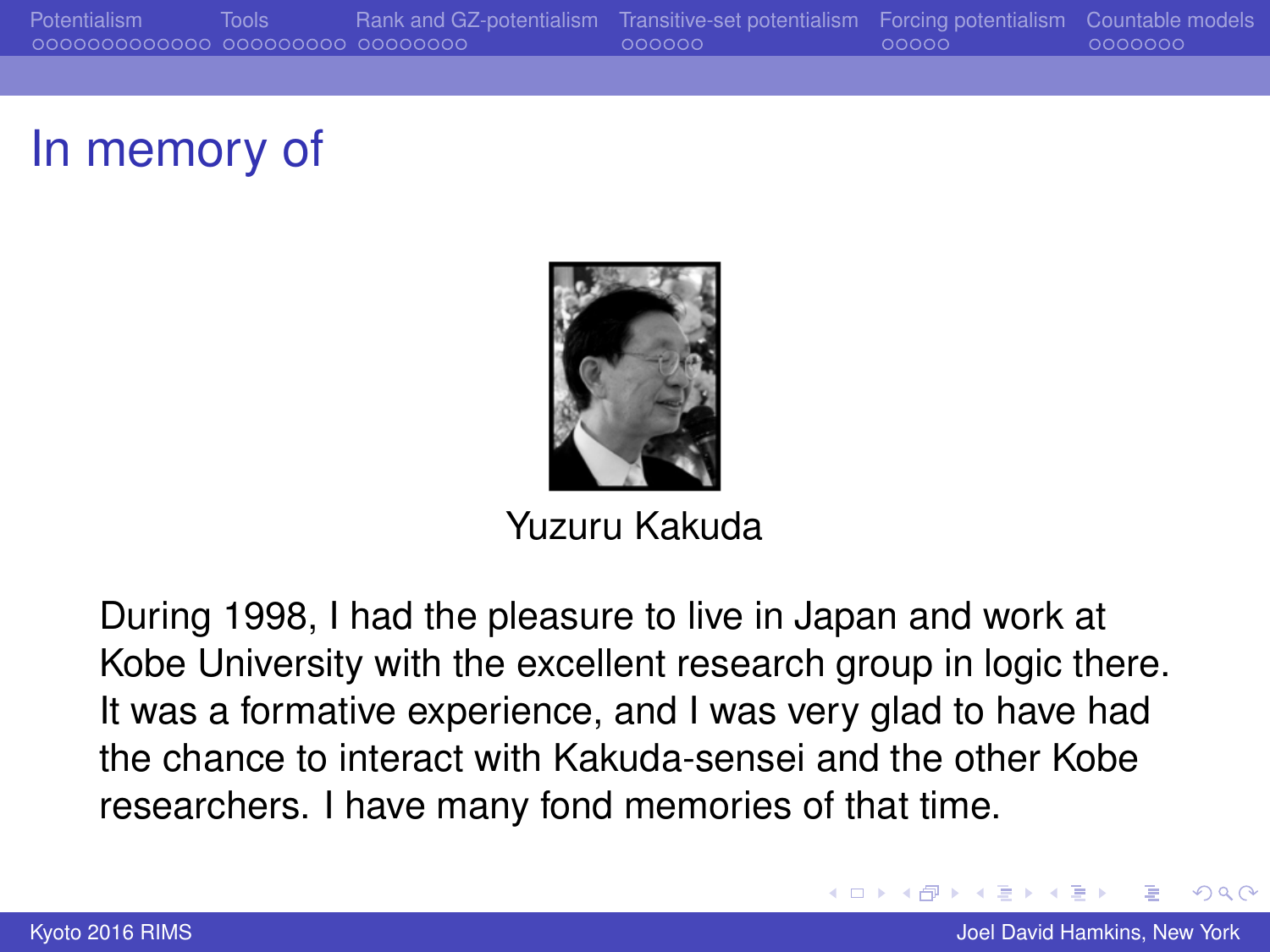# In memory of

Yuzuru Kakuda

During 1998, I had the pleasure to live in Japan and work at Kobe University with the excellent research group in logic there. It was a formative experience, and I was very glad to have had the chance to interact with Kakuda-sensei and the other Kobe researchers. I have many fond memories of that time.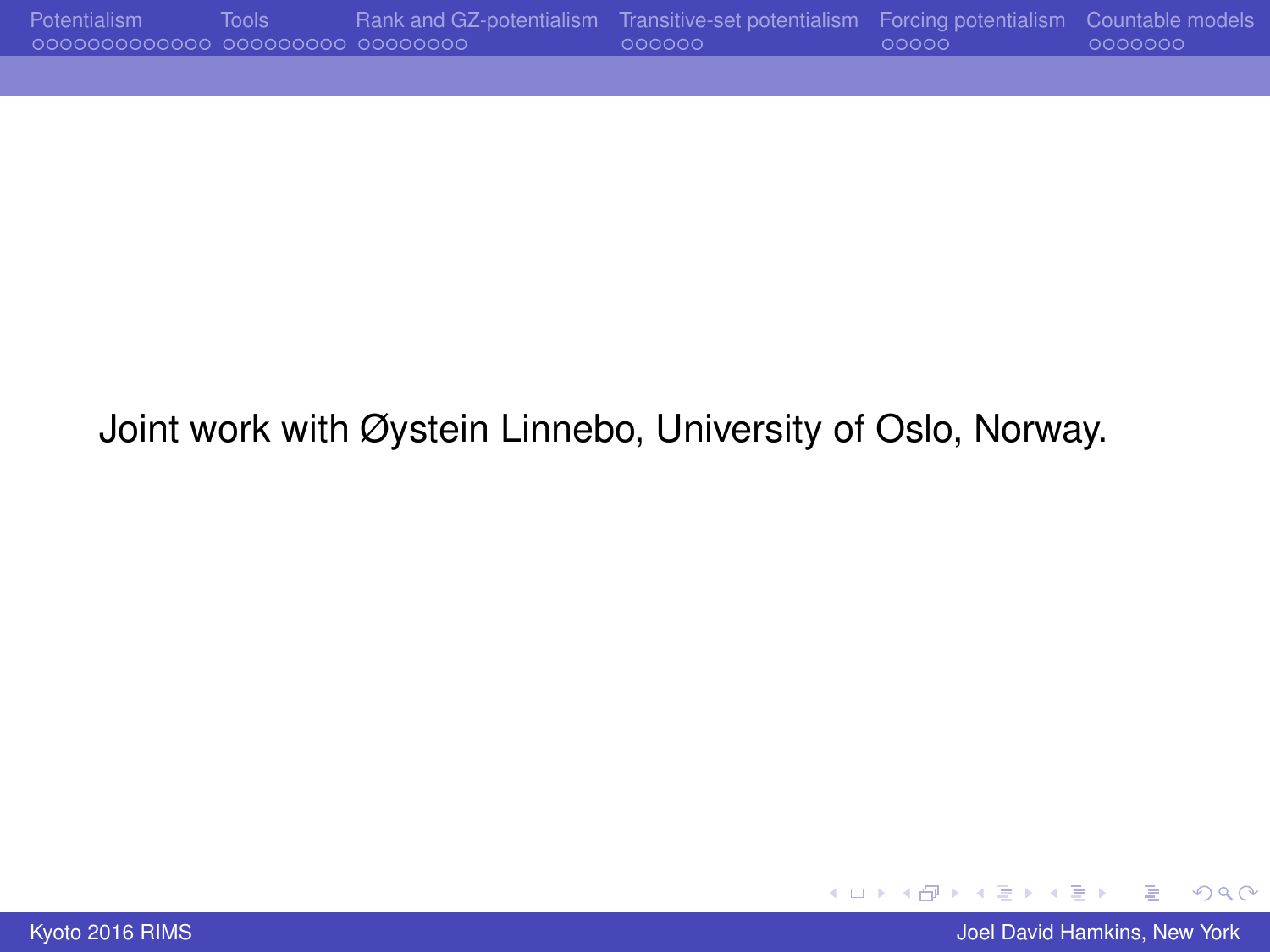Joint work with Øystein Linnebo, University of Oslo, Norway.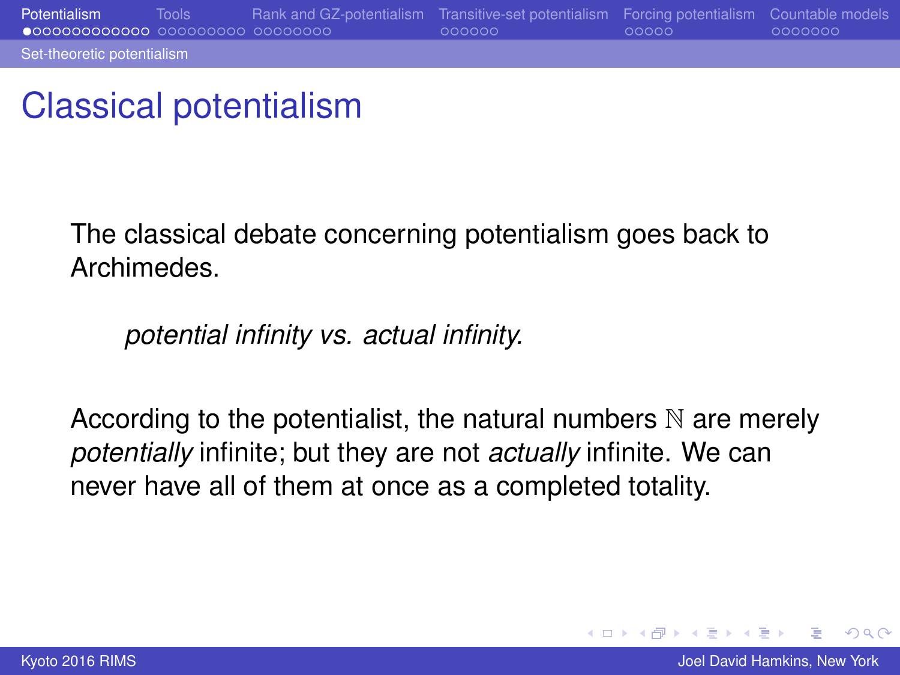# Classical potentialism

The classical debate concerning potentialism goes back to Archimedes.

> *potential infinity vs. actual infinity.*

According to the potentialist, the natural numbers $\mathbb{N}$ are merely *potentially* infinite; but they are not *actually* infinite. We can never have all of them at once as a completed totality.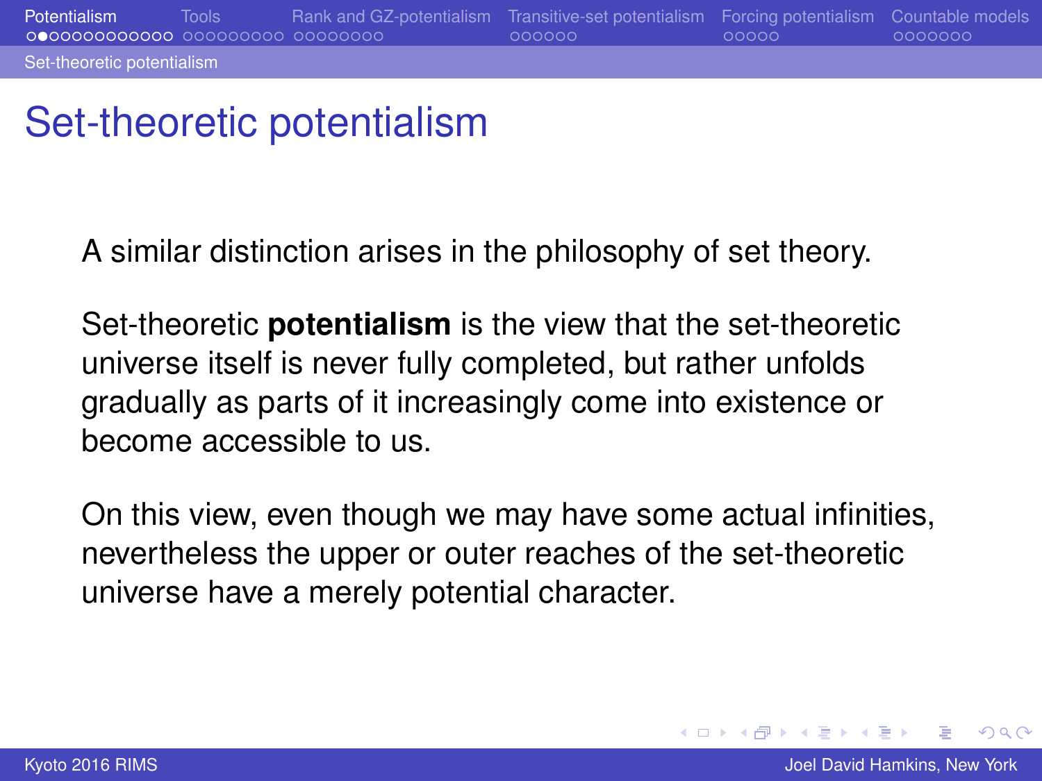# Set-theoretic potentialism

A similar distinction arises in the philosophy of set theory.

Set-theoretic **potentialism** is the view that the set-theoretic universe itself is never fully completed, but rather unfolds gradually as parts of it increasingly come into existence or become accessible to us.

On this view, even though we may have some actual infinities, nevertheless the upper or outer reaches of the set-theoretic universe have a merely potential character.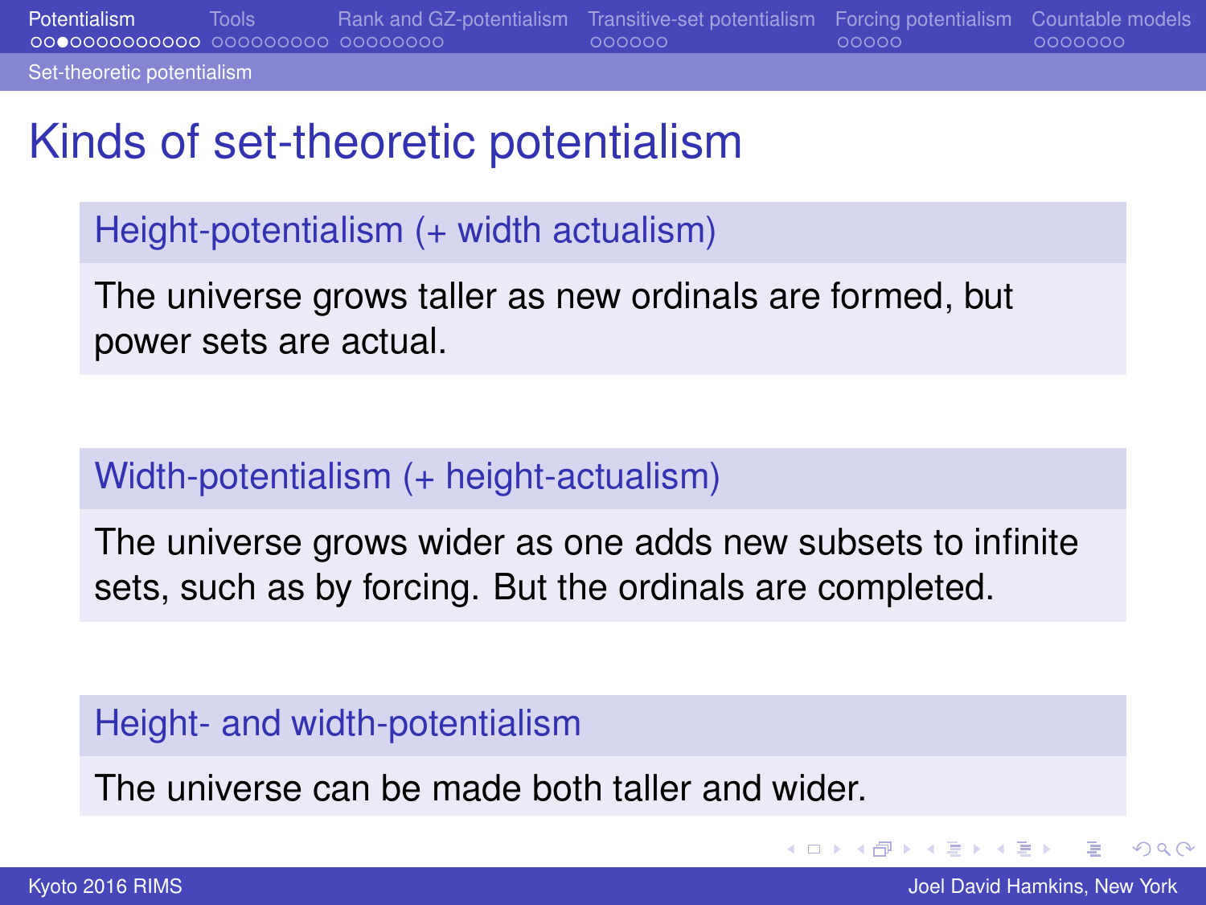# Kinds of set-theoretic potentialism

### Height-potentialism (+ width actualism)

The universe grows taller as new ordinals are formed, but power sets are actual.

### Width-potentialism (+ height-actualism)

The universe grows wider as one adds new subsets to infinite sets, such as by forcing. But the ordinals are completed.

### Height- and width-potentialism

The universe can be made both taller and wider.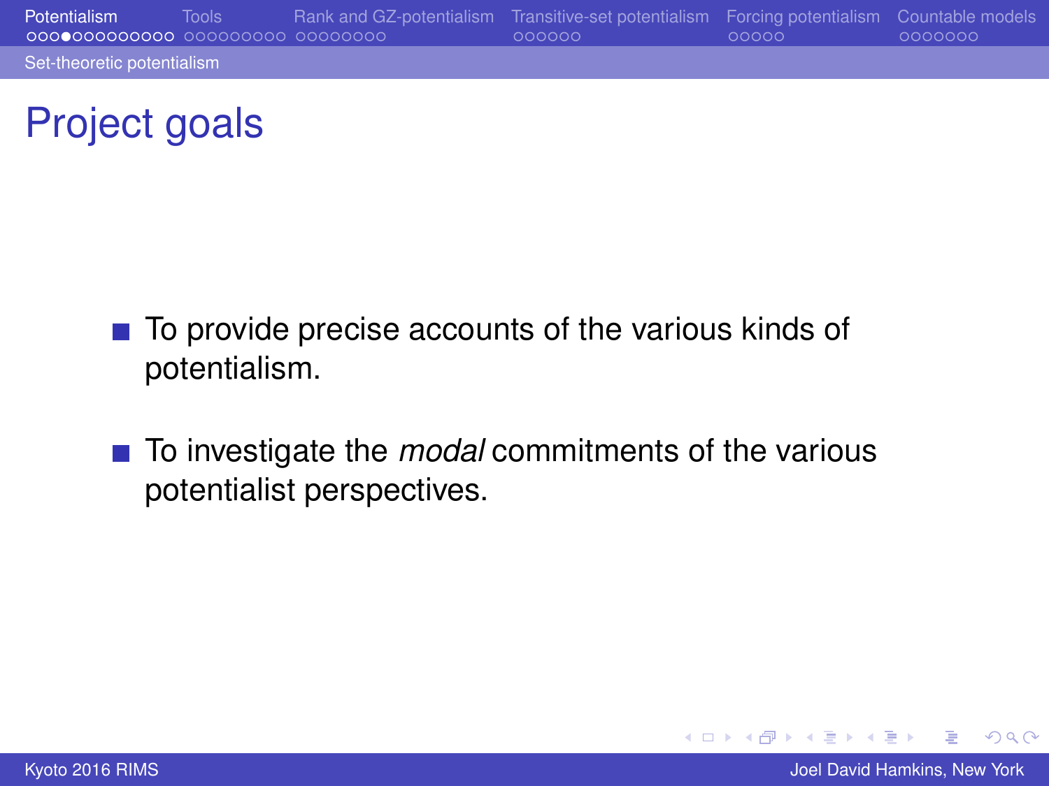# Project goals

- To provide precise accounts of the various kinds of potentialism.
- To investigate the *modal* commitments of the various potentialist perspectives.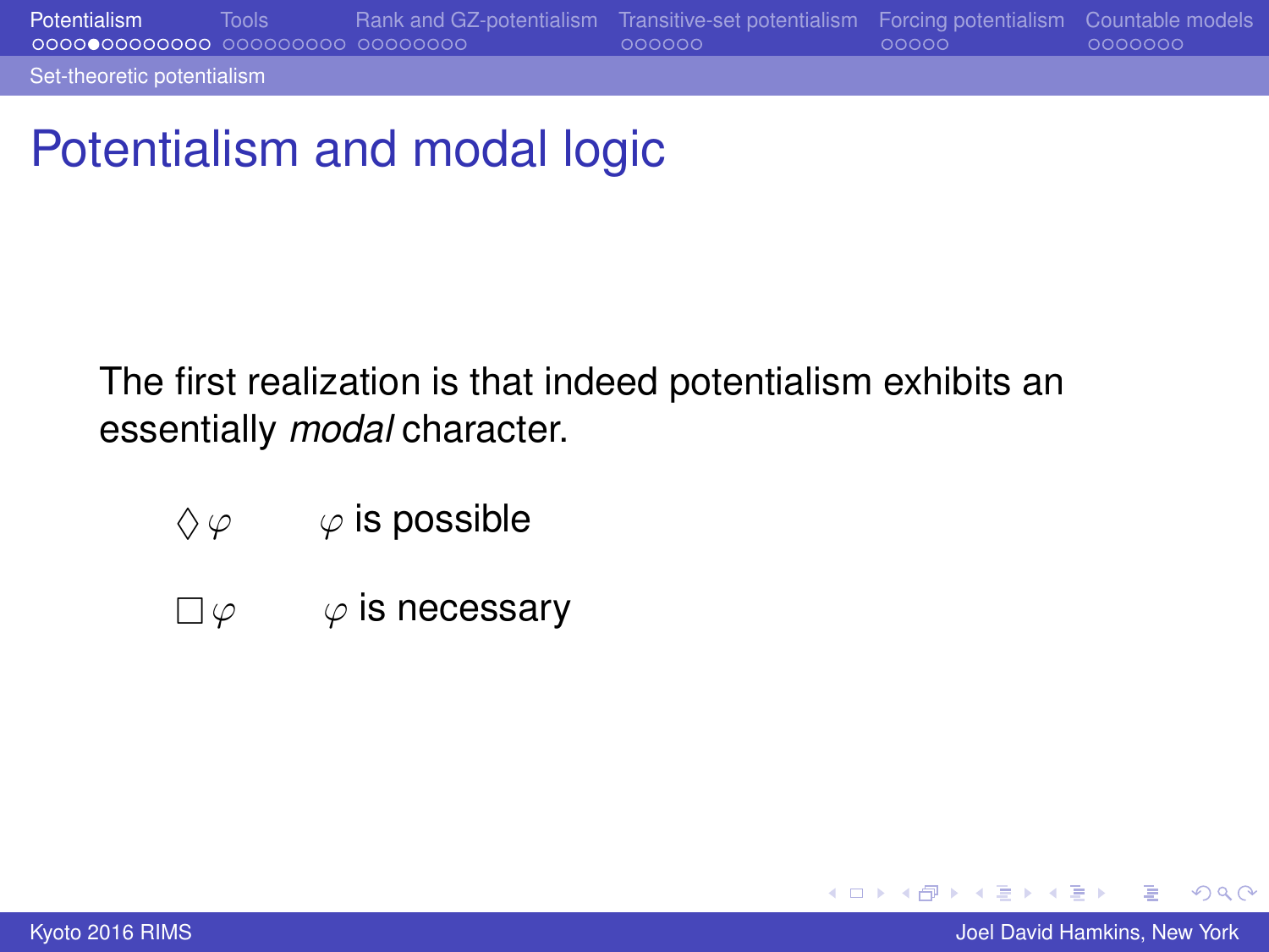# Potentialism and modal logic

The first realization is that indeed potentialism exhibits an essentially *modal* character.

| | |
|---|---|
| $\Diamond\varphi$ | $\varphi$ is possible |
| $\Box\varphi$ | $\varphi$ is necessary |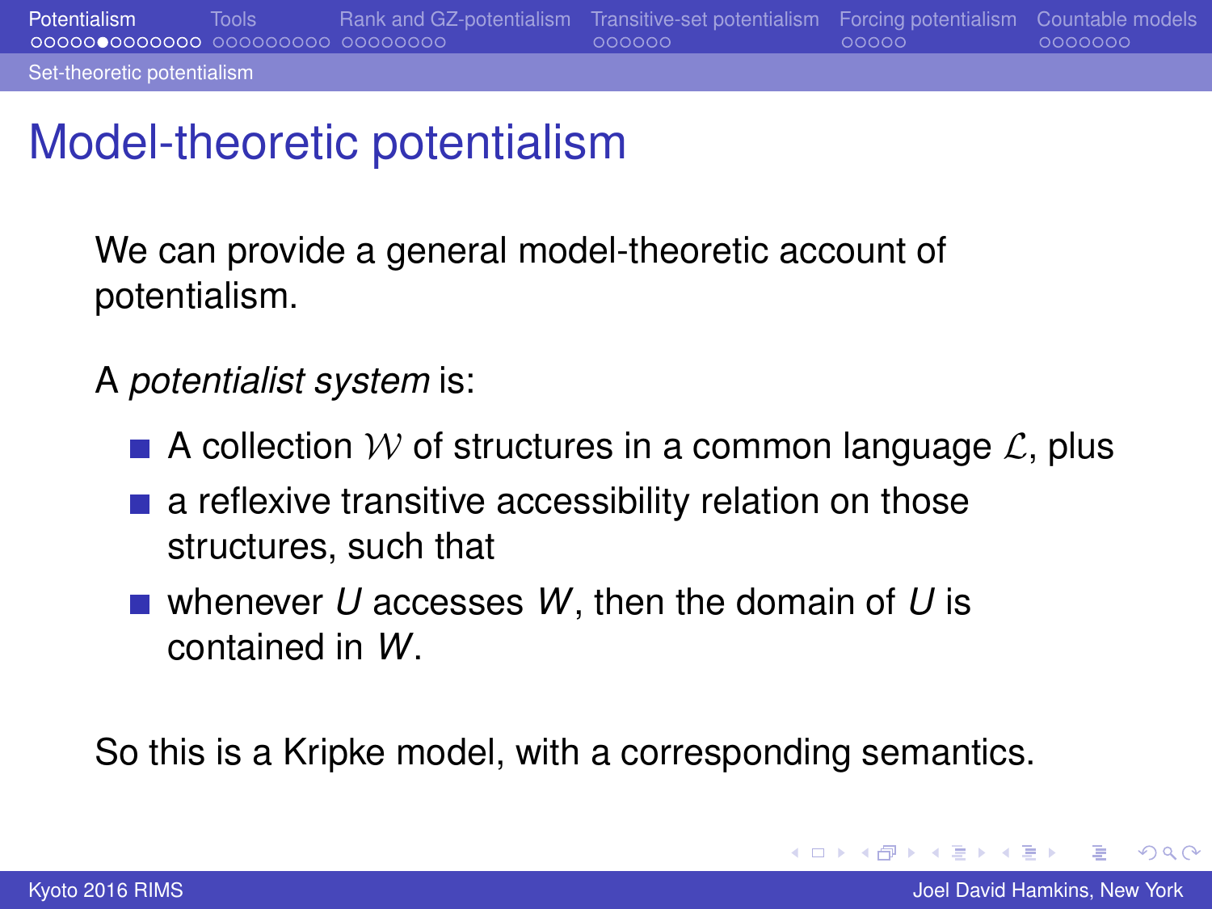# Model-theoretic potentialism

We can provide a general model-theoretic account of potentialism.

A *potentialist system* is:

- A collection $\mathcal{W}$ of structures in a common language $\mathcal{L}$, plus
- a reflexive transitive accessibility relation on those structures, such that
- whenever $U$ accesses $W$, then the domain of $U$ is contained in $W$.

So this is a Kripke model, with a corresponding semantics.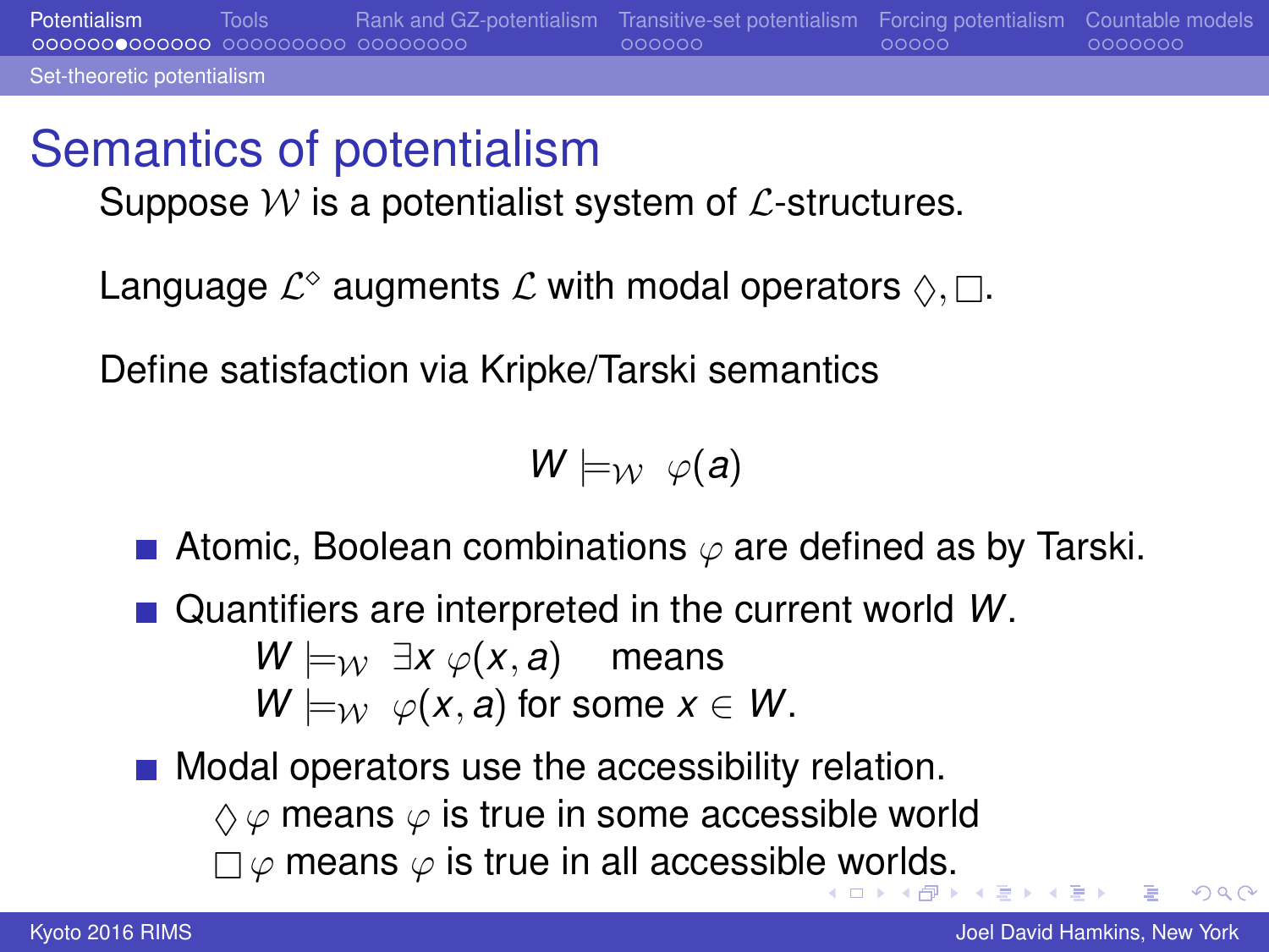# Semantics of potentialism

Suppose $\mathcal{W}$ is a potentialist system of $\mathcal{L}$-structures.

Language $\mathcal{L}^\Diamond$ augments $\mathcal{L}$ with modal operators $\Diamond, \Box$.

Define satisfaction via Kripke/Tarski semantics

$$W \models_{\mathcal{W}} \varphi(a)$$

- Atomic, Boolean combinations $\varphi$ are defined as by Tarski.
- Quantifiers are interpreted in the current world $W$.
  $W \models_{\mathcal{W}} \exists x\, \varphi(x, a)$ means
  $W \models_{\mathcal{W}} \varphi(x, a)$ for some $x \in W$.
- Modal operators use the accessibility relation.
  $\Diamond\, \varphi$ means $\varphi$ is true in some accessible world
  $\Box\, \varphi$ means $\varphi$ is true in all accessible worlds.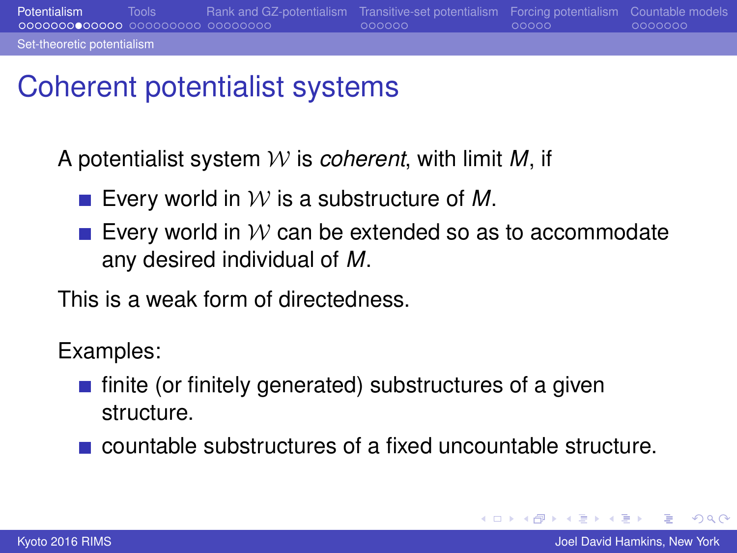# Coherent potentialist systems

A potentialist system $\mathcal{W}$ is *coherent*, with limit $M$, if

- Every world in $\mathcal{W}$ is a substructure of $M$.
- Every world in $\mathcal{W}$ can be extended so as to accommodate any desired individual of $M$.

This is a weak form of directedness.

Examples:

- finite (or finitely generated) substructures of a given structure.
- countable substructures of a fixed uncountable structure.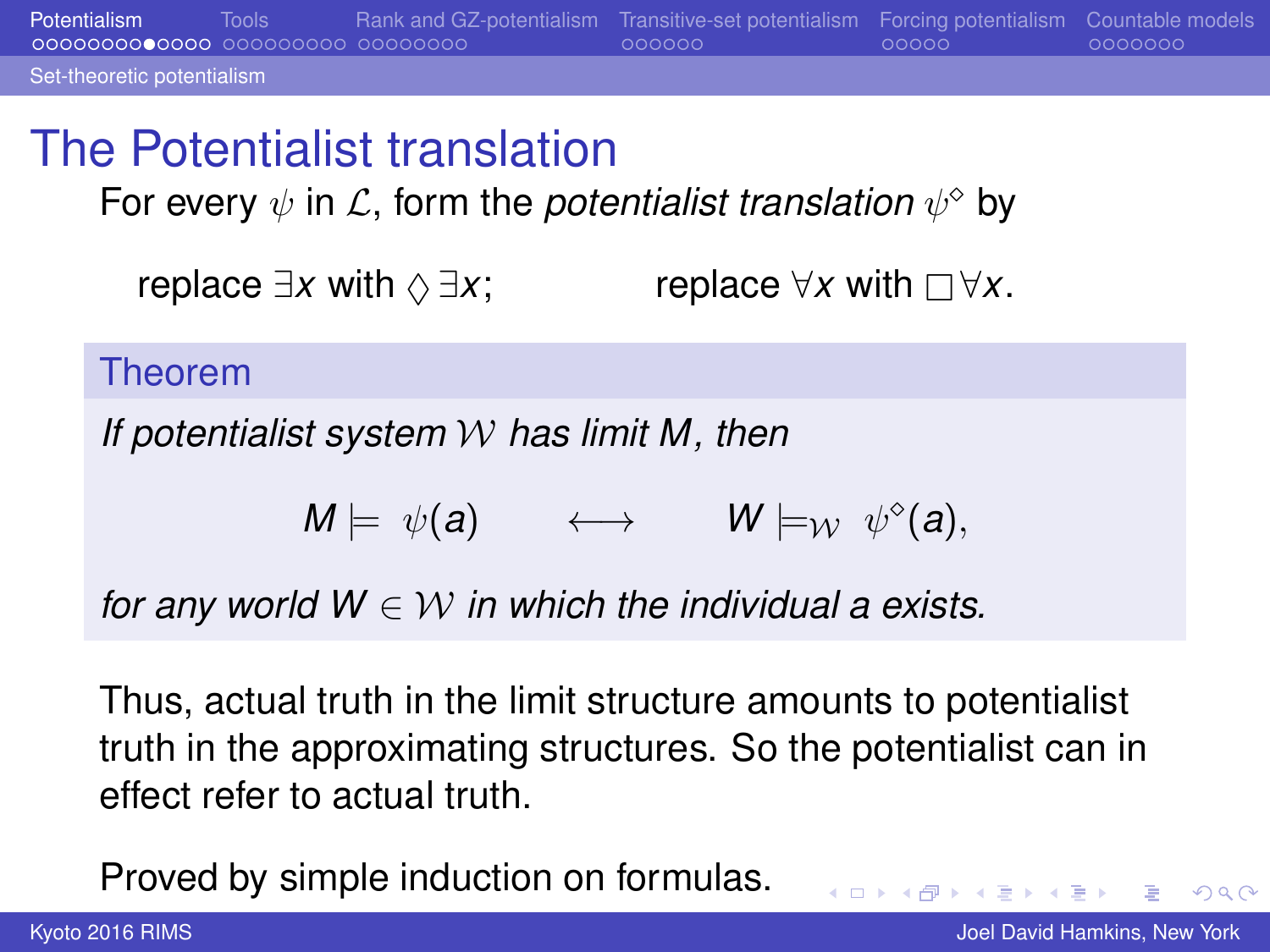# The Potentialist translation

For every $\psi$ in $\mathcal{L}$, form the *potentialist translation* $\psi^\diamond$ by

replace $\exists x$ with $\diamond\,\exists x$; replace $\forall x$ with $\Box\,\forall x$.

**Theorem**

*If potentialist system $\mathcal{W}$ has limit $M$, then*

$$M \models \psi(a) \qquad \longleftrightarrow \qquad W \models_{\mathcal{W}} \psi^\diamond(a),$$

*for any world $W \in \mathcal{W}$ in which the individual $a$ exists.*

Thus, actual truth in the limit structure amounts to potentialist truth in the approximating structures. So the potentialist can in effect refer to actual truth.

Proved by simple induction on formulas.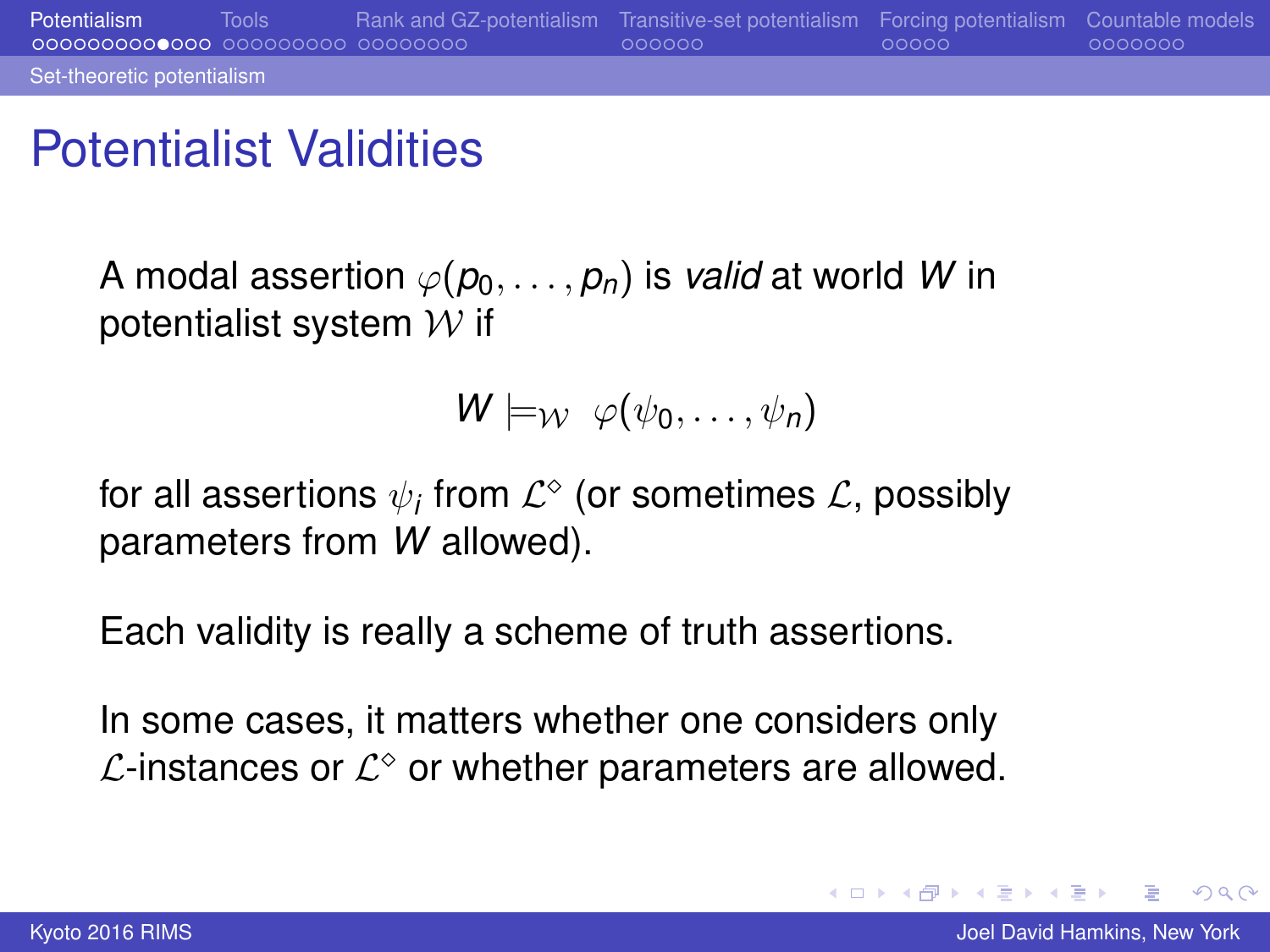# Potentialist Validities

A modal assertion $\varphi(p_0, \dots, p_n)$ is *valid* at world $W$ in potentialist system $\mathcal{W}$ if

$$W \models_{\mathcal{W}} \varphi(\psi_0, \dots, \psi_n)$$

for all assertions $\psi_i$ from $\mathcal{L}^\diamond$ (or sometimes $\mathcal{L}$, possibly parameters from $W$ allowed).

Each validity is really a scheme of truth assertions.

In some cases, it matters whether one considers only $\mathcal{L}$-instances or $\mathcal{L}^\diamond$ or whether parameters are allowed.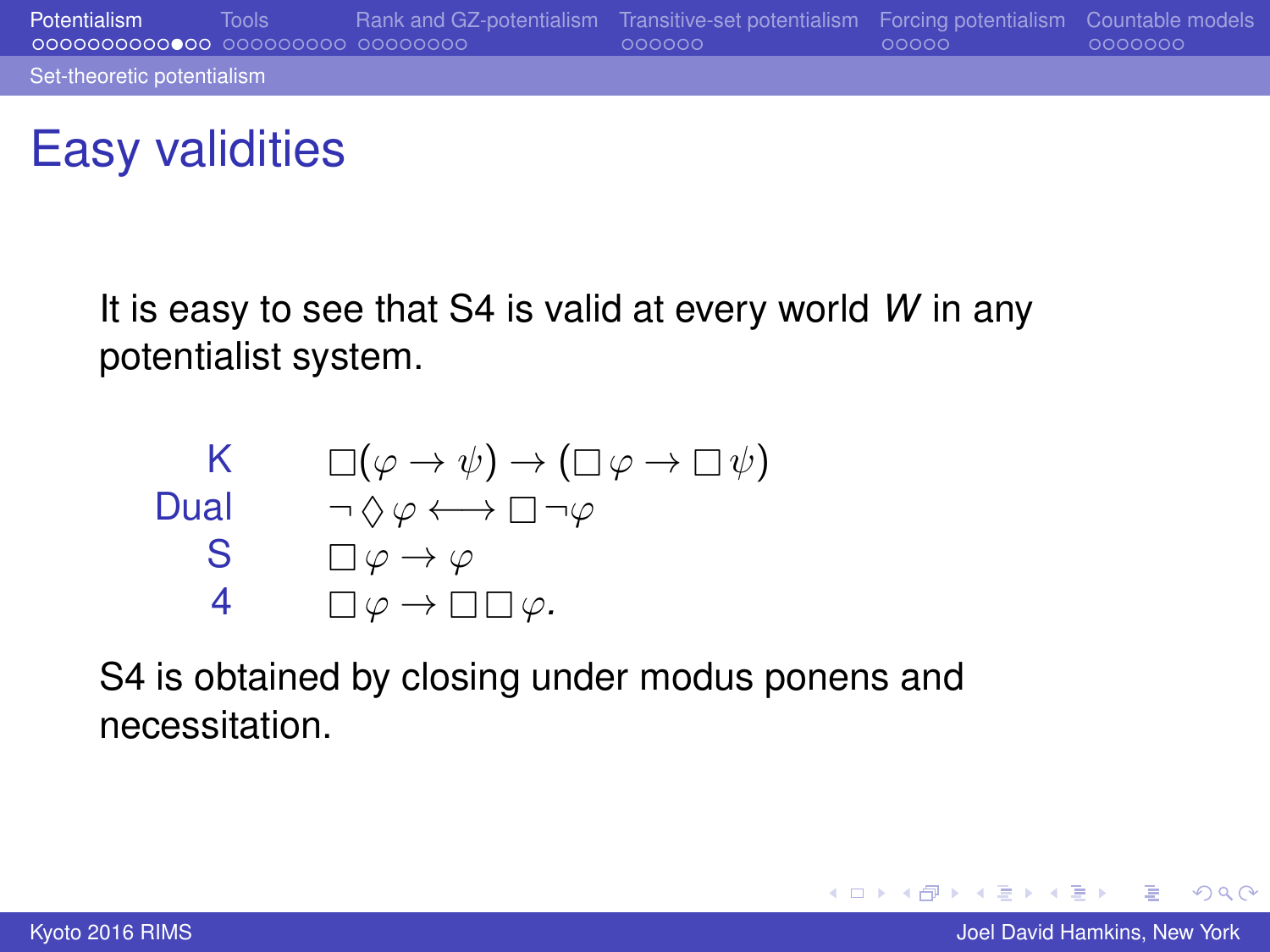# Easy validities

It is easy to see that S4 is valid at every world $W$ in any potentialist system.

| | |
|---|---|
| K | $\Box(\varphi \to \psi) \to (\Box\varphi \to \Box\psi)$ |
| Dual | $\neg\Diamond\varphi \longleftrightarrow \Box\neg\varphi$ |
| S | $\Box\varphi \to \varphi$ |
| 4 | $\Box\varphi \to \Box\Box\varphi.$ |

S4 is obtained by closing under modus ponens and necessitation.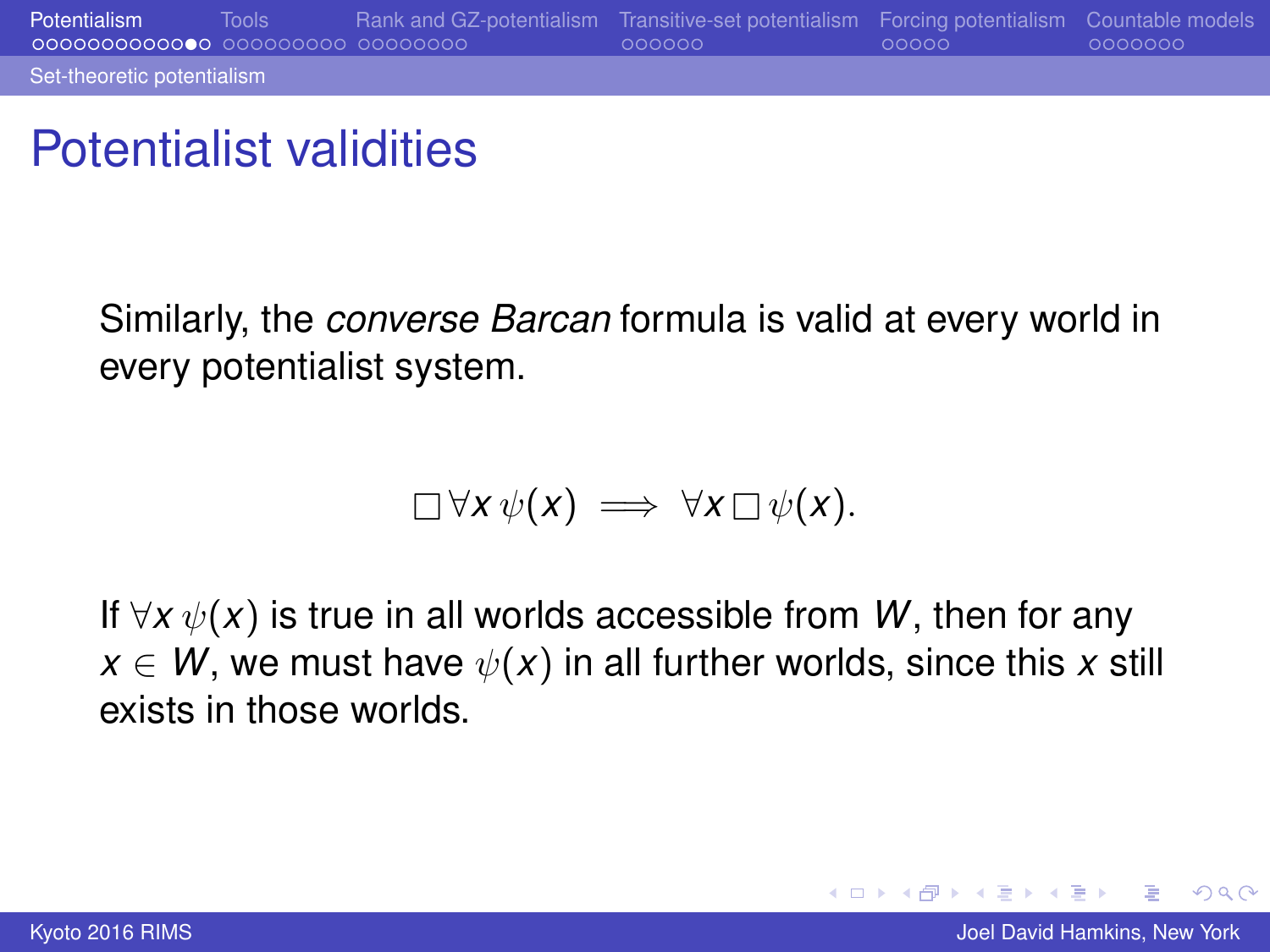# Potentialist validities

Similarly, the *converse Barcan* formula is valid at every world in every potentialist system.

$$\Box \forall x\, \psi(x) \implies \forall x\, \Box\, \psi(x).$$

If $\forall x\, \psi(x)$ is true in all worlds accessible from $W$, then for any $x \in W$, we must have $\psi(x)$ in all further worlds, since this $x$ still exists in those worlds.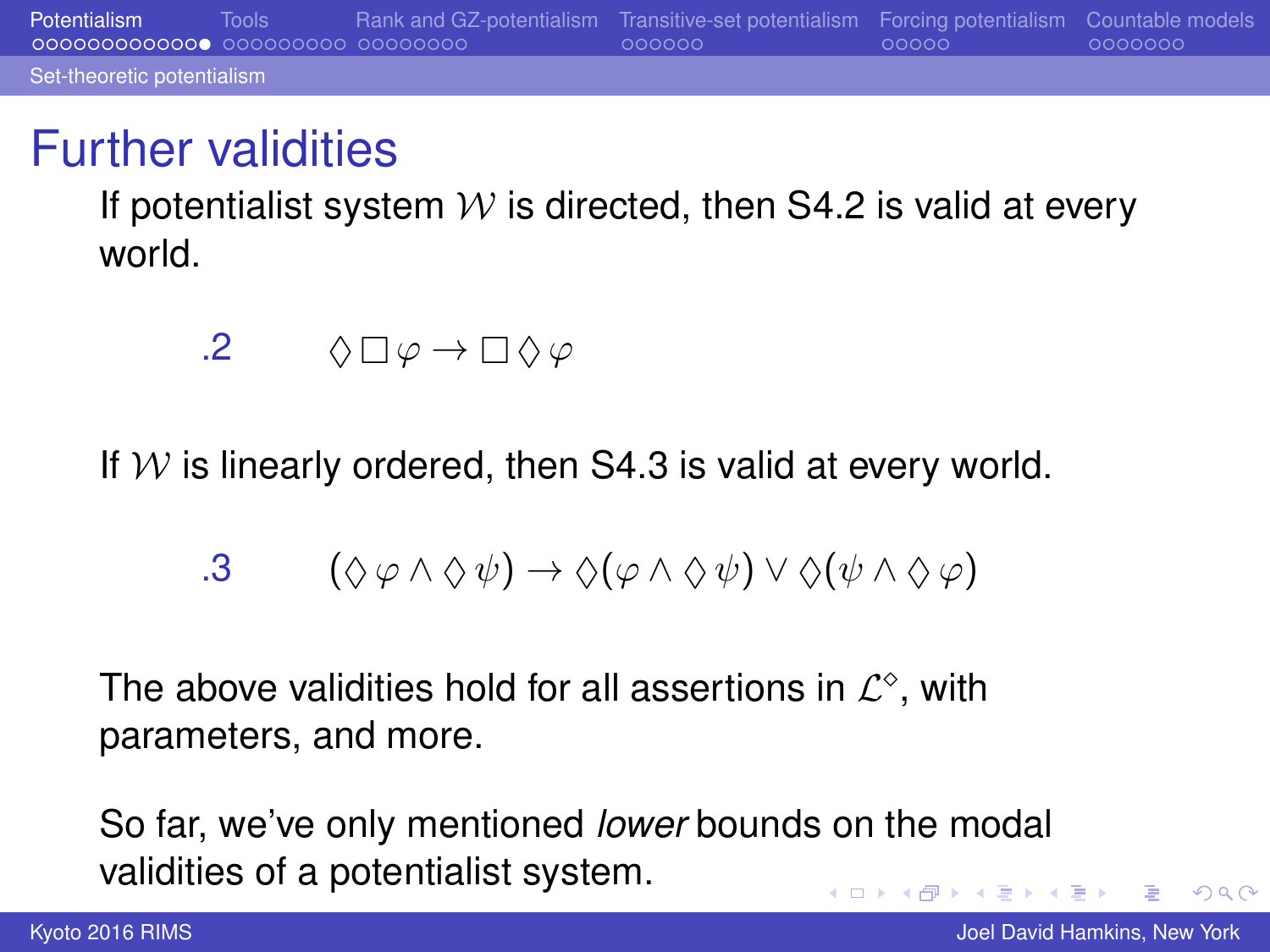# Further validities

If potentialist system $\mathcal{W}$ is directed, then S4.2 is valid at every world.

$$.2 \qquad \Diamond\Box\varphi \to \Box\Diamond\varphi$$

If $\mathcal{W}$ is linearly ordered, then S4.3 is valid at every world.

$$.3 \qquad (\Diamond\varphi \wedge \Diamond\psi) \to \Diamond(\varphi \wedge \Diamond\psi) \vee \Diamond(\psi \wedge \Diamond\varphi)$$

The above validities hold for all assertions in $\mathcal{L}^{\Diamond}$, with parameters, and more.

So far, we've only mentioned *lower* bounds on the modal validities of a potentialist system.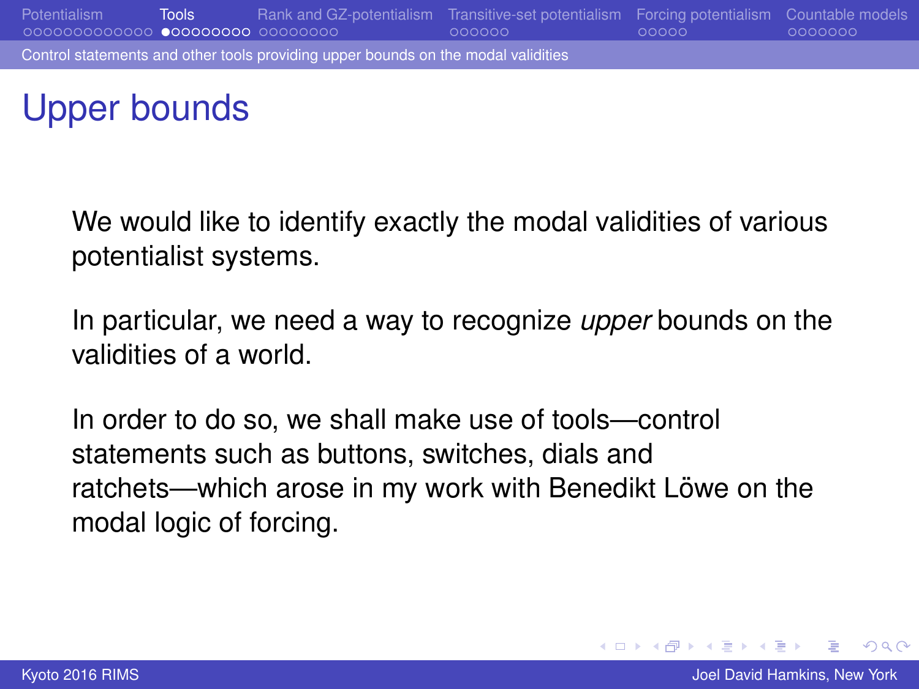# Upper bounds

We would like to identify exactly the modal validities of various potentialist systems.

In particular, we need a way to recognize *upper* bounds on the validities of a world.

In order to do so, we shall make use of tools—control statements such as buttons, switches, dials and ratchets—which arose in my work with Benedikt Löwe on the modal logic of forcing.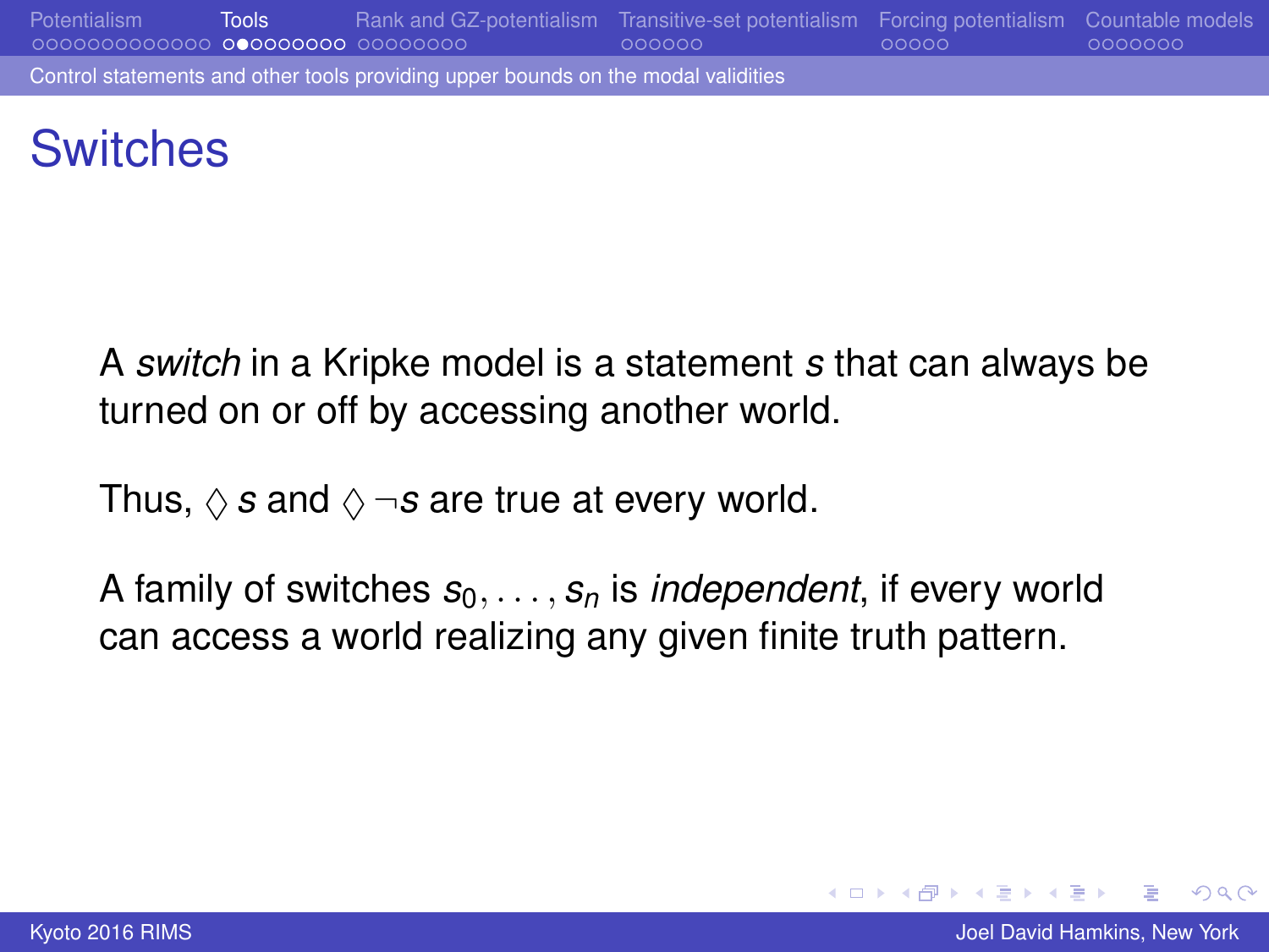# Switches

A *switch* in a Kripke model is a statement $s$ that can always be turned on or off by accessing another world.

Thus, $\Diamond s$ and $\Diamond \neg s$ are true at every world.

A family of switches $s_0, \ldots, s_n$ is *independent*, if every world can access a world realizing any given finite truth pattern.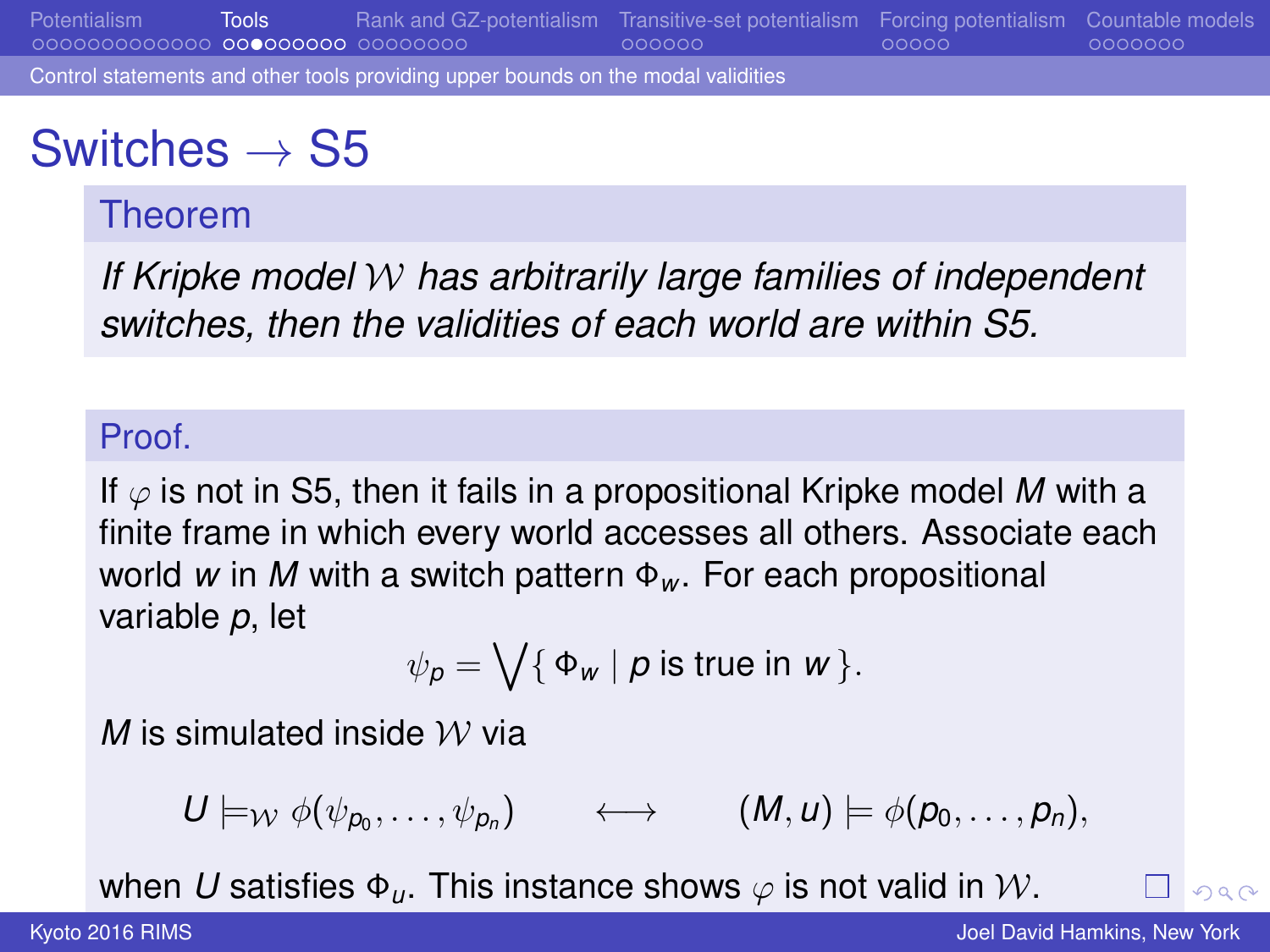# Switches $\to$ S5

## Theorem

*If Kripke model $\mathcal{W}$ has arbitrarily large families of independent switches, then the validities of each world are within S5.*

## Proof.

If $\varphi$ is not in S5, then it fails in a propositional Kripke model $M$ with a finite frame in which every world accesses all others. Associate each world $w$ in $M$ with a switch pattern $\Phi_w$. For each propositional variable $p$, let

$$\psi_p = \bigvee \{ \Phi_w \mid p \text{ is true in } w \}.$$

$M$ is simulated inside $\mathcal{W}$ via

$$U \models_{\mathcal{W}} \phi(\psi_{p_0}, \ldots, \psi_{p_n}) \qquad \longleftrightarrow \qquad (M, u) \models \phi(p_0, \ldots, p_n),$$

when $U$ satisfies $\Phi_u$. This instance shows $\varphi$ is not valid in $\mathcal{W}$. □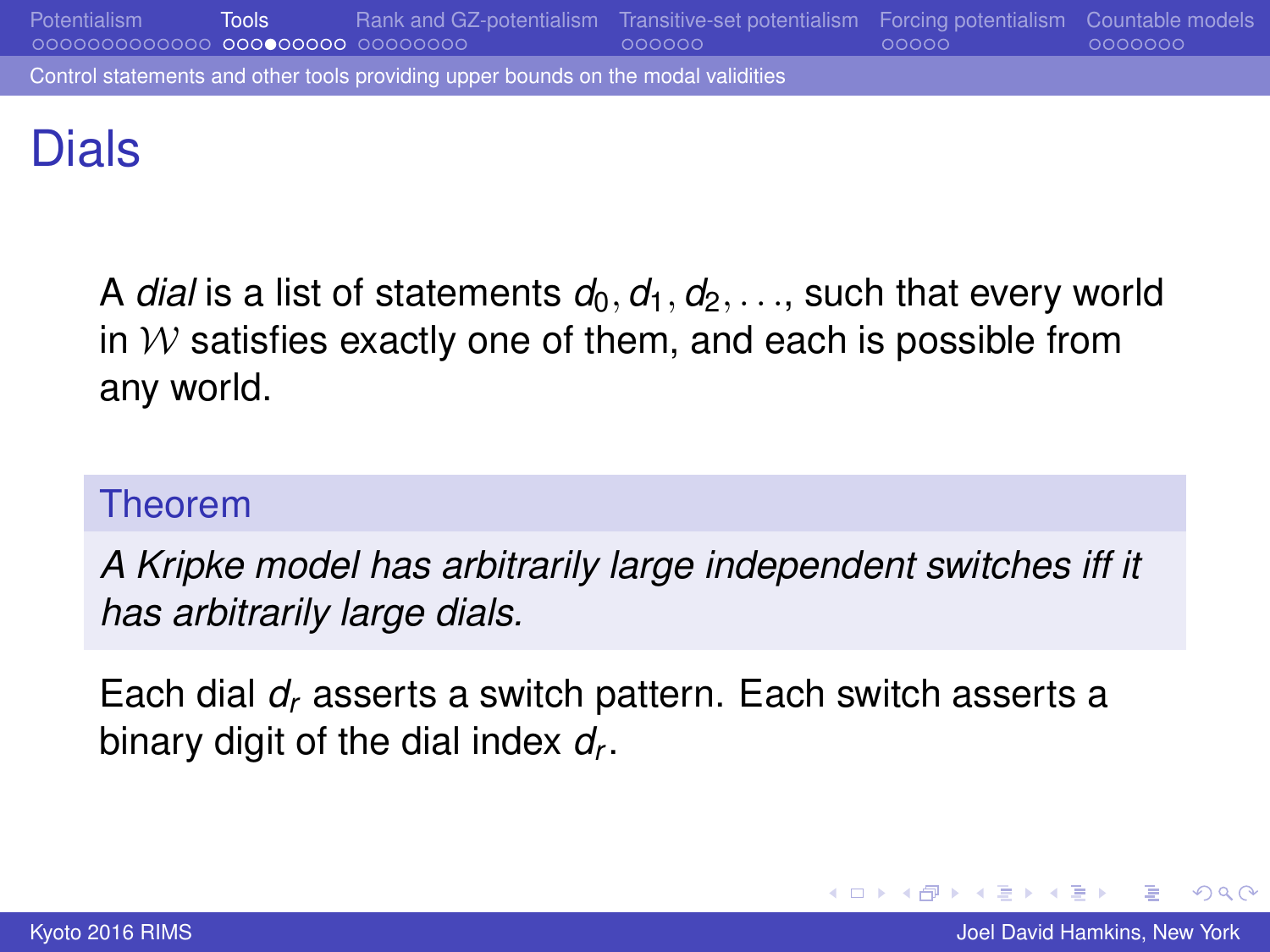# Dials

A *dial* is a list of statements $d_0, d_1, d_2, \ldots$, such that every world in $\mathcal{W}$ satisfies exactly one of them, and each is possible from any world.

**Theorem**

*A Kripke model has arbitrarily large independent switches iff it has arbitrarily large dials.*

Each dial $d_r$ asserts a switch pattern. Each switch asserts a binary digit of the dial index $d_r$.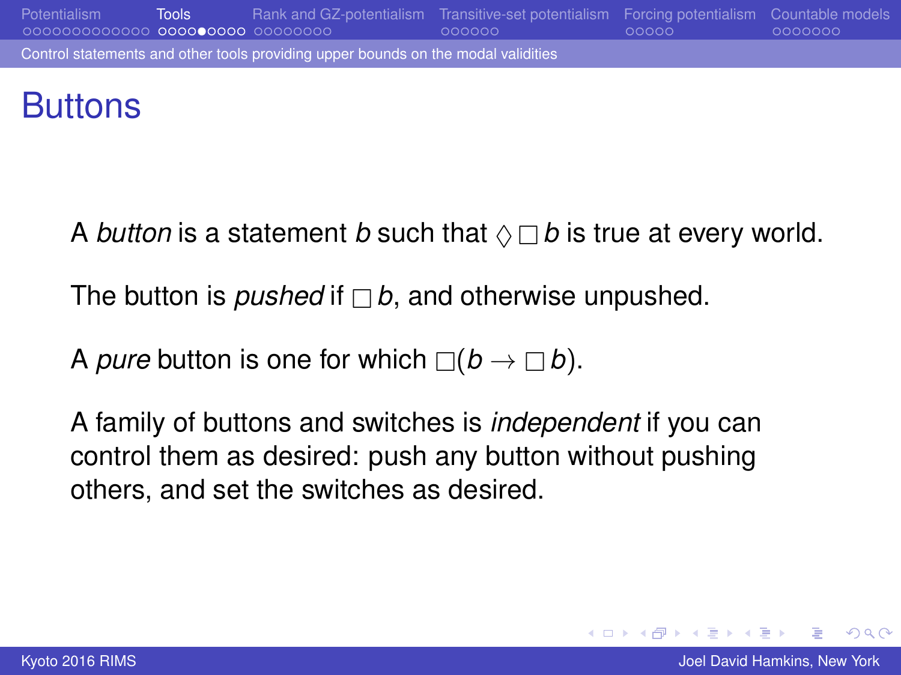# Buttons

A *button* is a statement $b$ such that $\Diamond\Box b$ is true at every world.

The button is *pushed* if $\Box b$, and otherwise unpushed.

A *pure* button is one for which $\Box(b \to \Box b)$.

A family of buttons and switches is *independent* if you can control them as desired: push any button without pushing others, and set the switches as desired.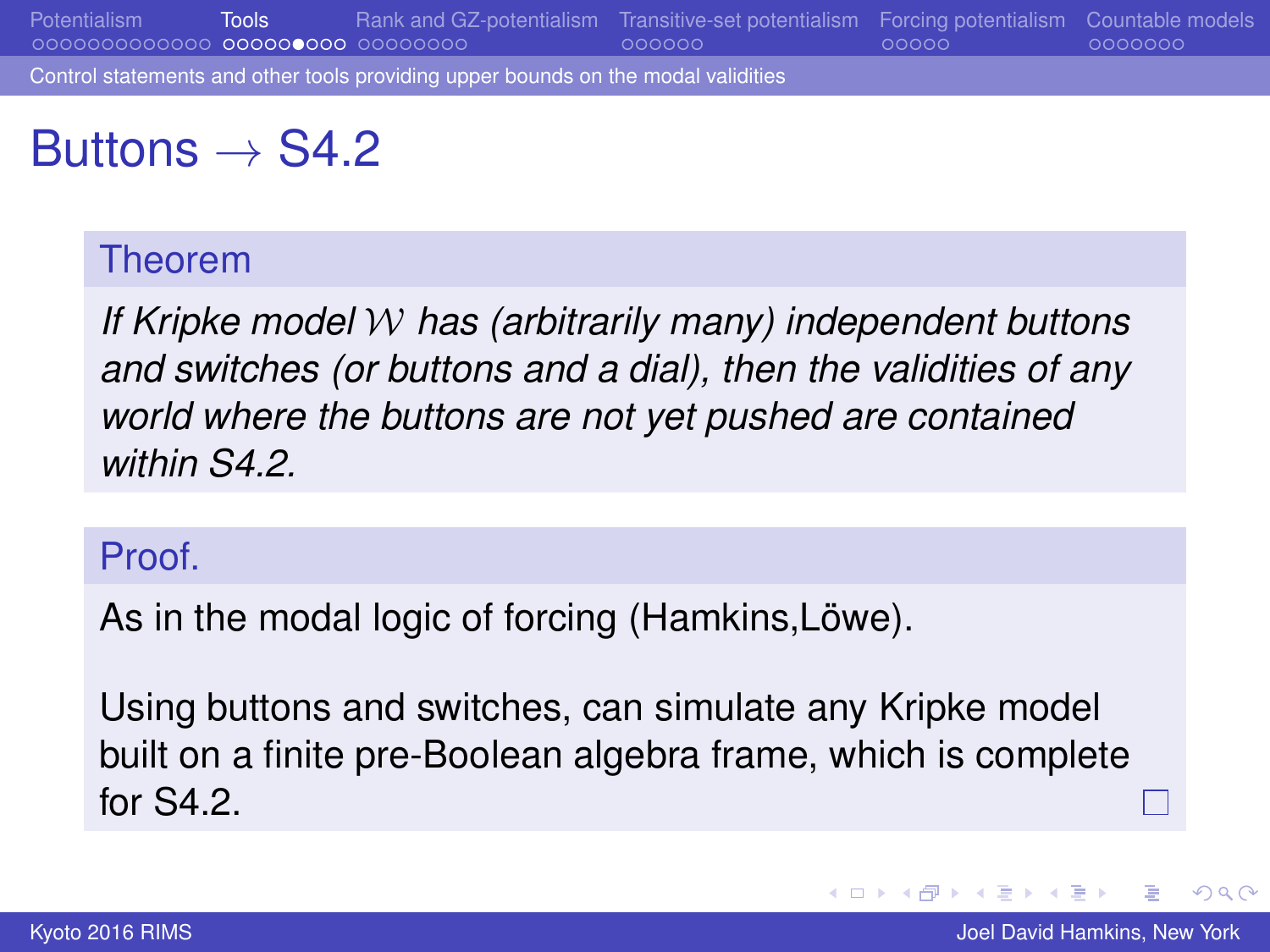# Buttons $\to$ S4.2

**Theorem**

*If Kripke model $\mathcal{W}$ has (arbitrarily many) independent buttons and switches (or buttons and a dial), then the validities of any world where the buttons are not yet pushed are contained within S4.2.*

**Proof.**

As in the modal logic of forcing (Hamkins,Löwe).

Using buttons and switches, can simulate any Kripke model built on a finite pre-Boolean algebra frame, which is complete for S4.2. □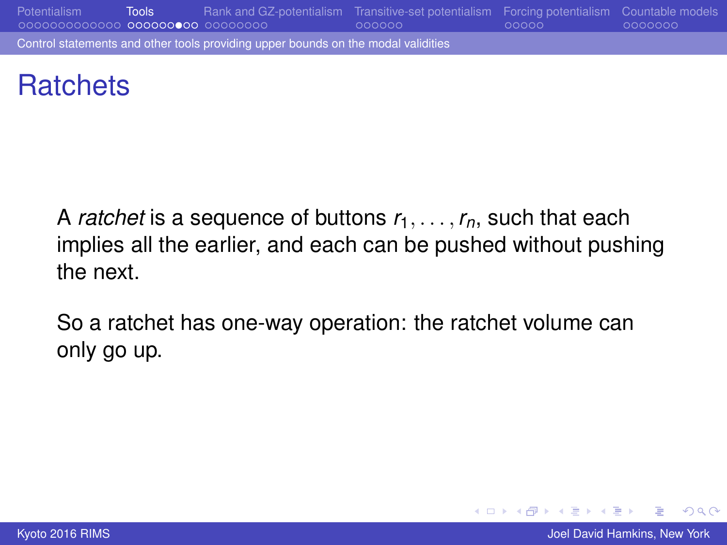# Ratchets

A *ratchet* is a sequence of buttons $r_1, \ldots, r_n$, such that each implies all the earlier, and each can be pushed without pushing the next.

So a ratchet has one-way operation: the ratchet volume can only go up.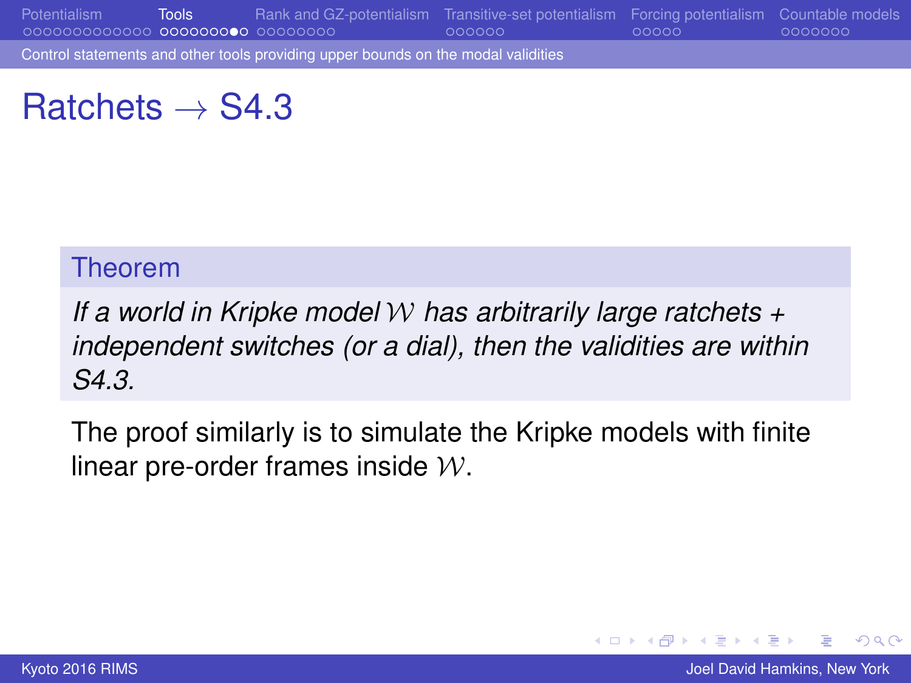# Ratchets $\to$ S4.3

**Theorem**

*If a world in Kripke model $\mathcal{W}$ has arbitrarily large ratchets + independent switches (or a dial), then the validities are within S4.3.*

The proof similarly is to simulate the Kripke models with finite linear pre-order frames inside $\mathcal{W}$.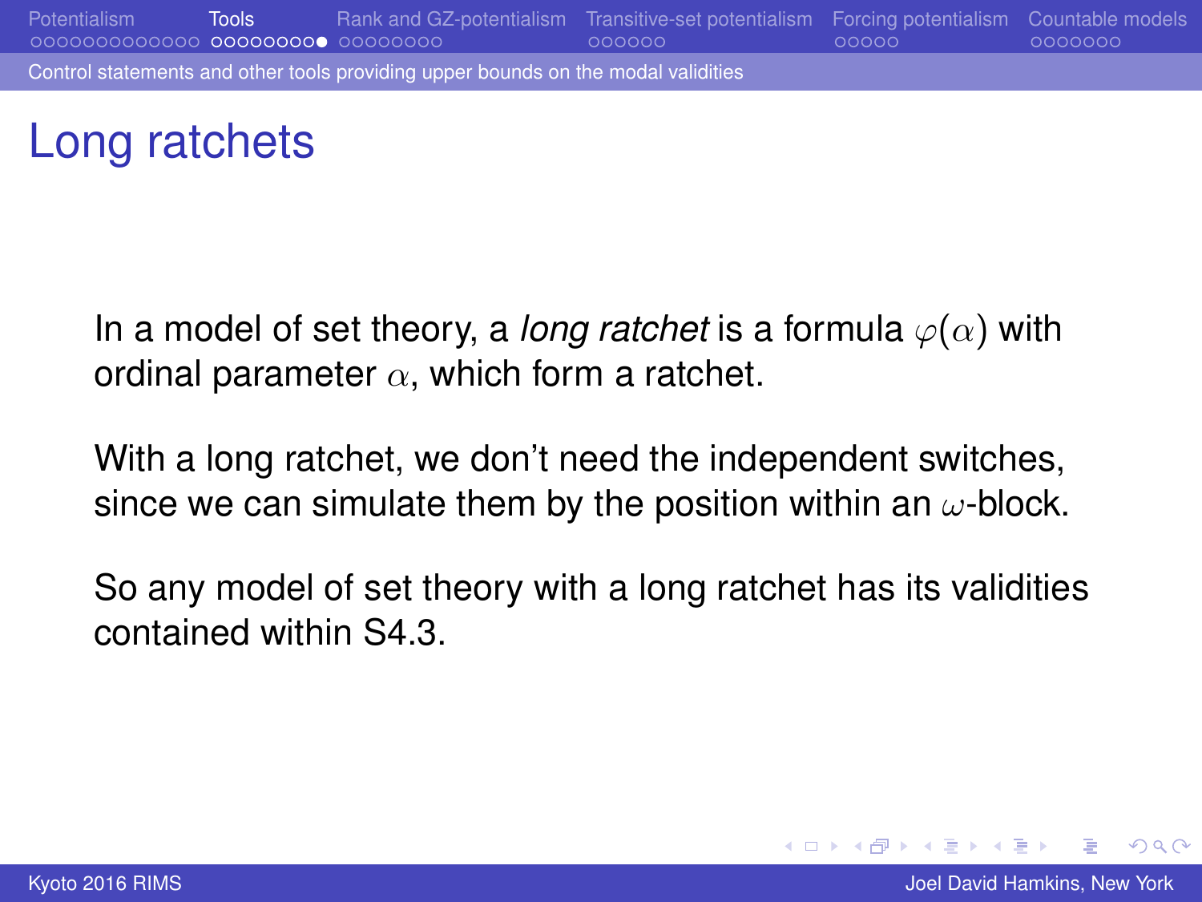# Long ratchets

In a model of set theory, a *long ratchet* is a formula $\varphi(\alpha)$ with ordinal parameter $\alpha$, which form a ratchet.

With a long ratchet, we don't need the independent switches, since we can simulate them by the position within an $\omega$-block.

So any model of set theory with a long ratchet has its validities contained within S4.3.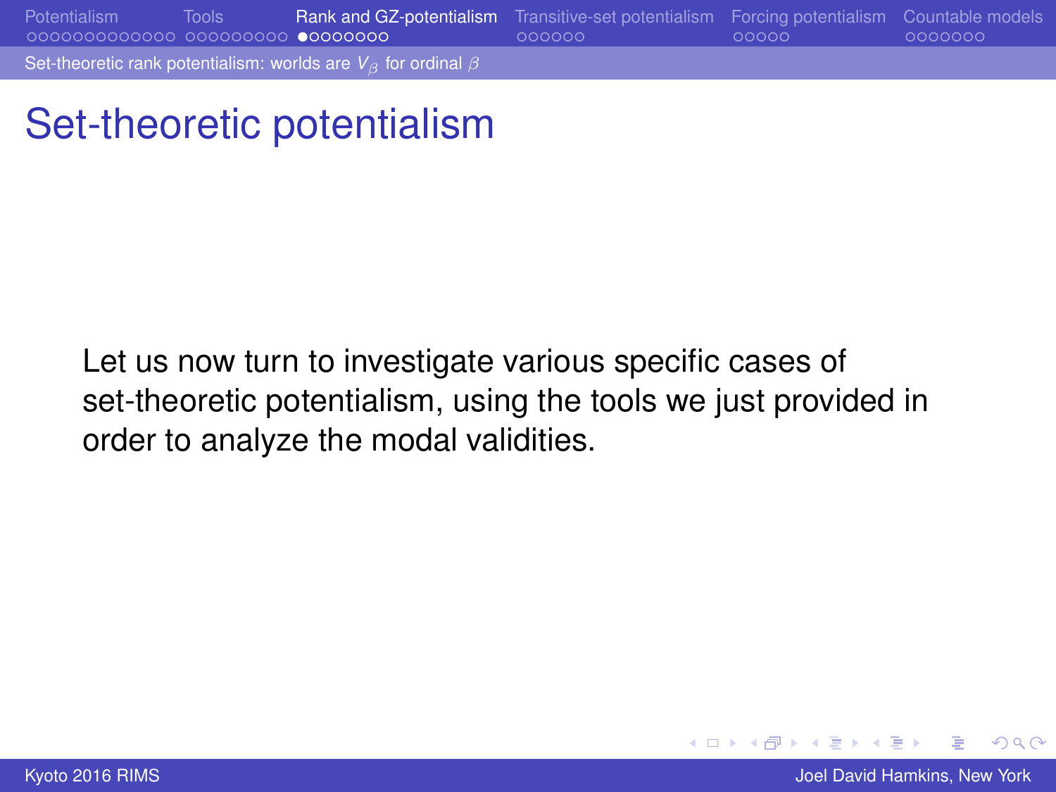# Set-theoretic potentialism

Let us now turn to investigate various specific cases of set-theoretic potentialism, using the tools we just provided in order to analyze the modal validities.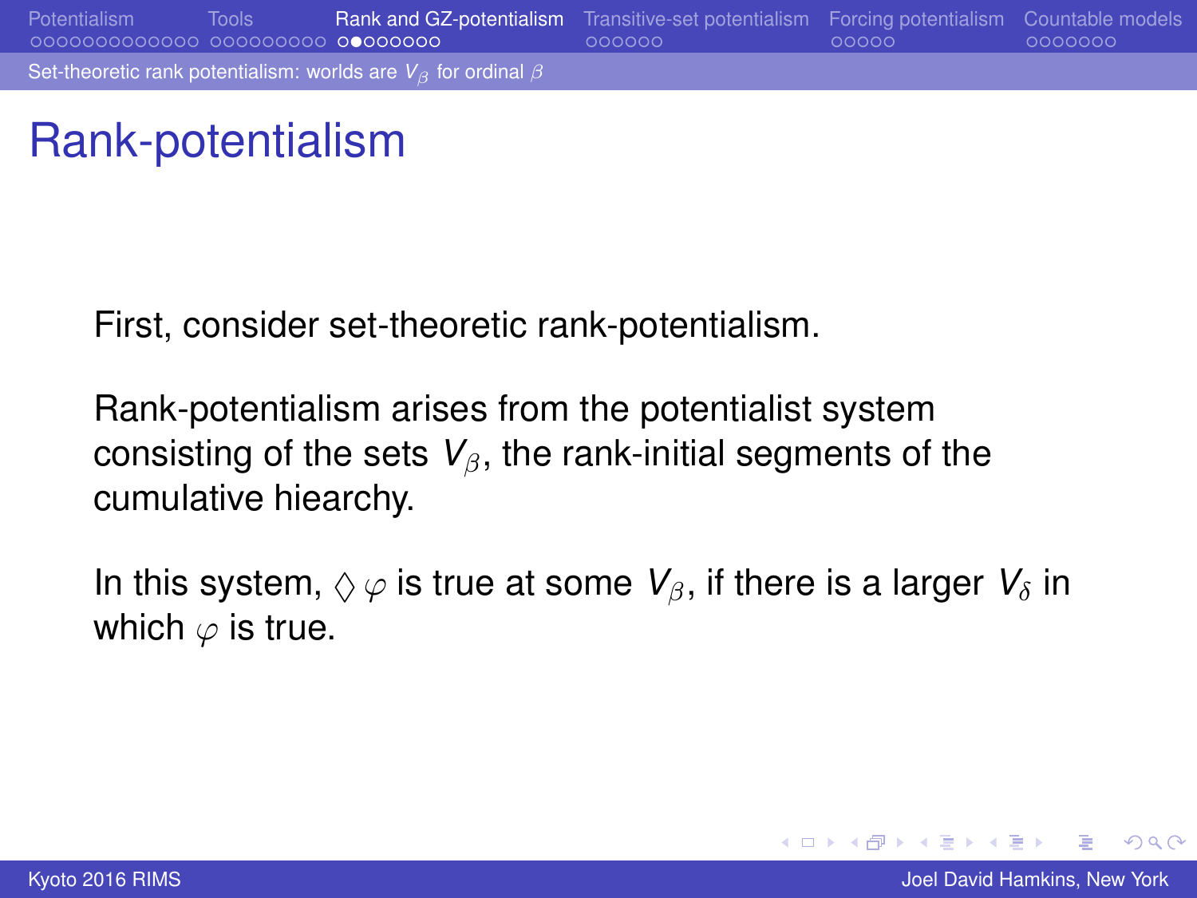# Rank-potentialism

First, consider set-theoretic rank-potentialism.

Rank-potentialism arises from the potentialist system consisting of the sets $V_\beta$, the rank-initial segments of the cumulative hiearchy.

In this system, $\Diamond\varphi$ is true at some $V_\beta$, if there is a larger $V_\delta$ in which $\varphi$ is true.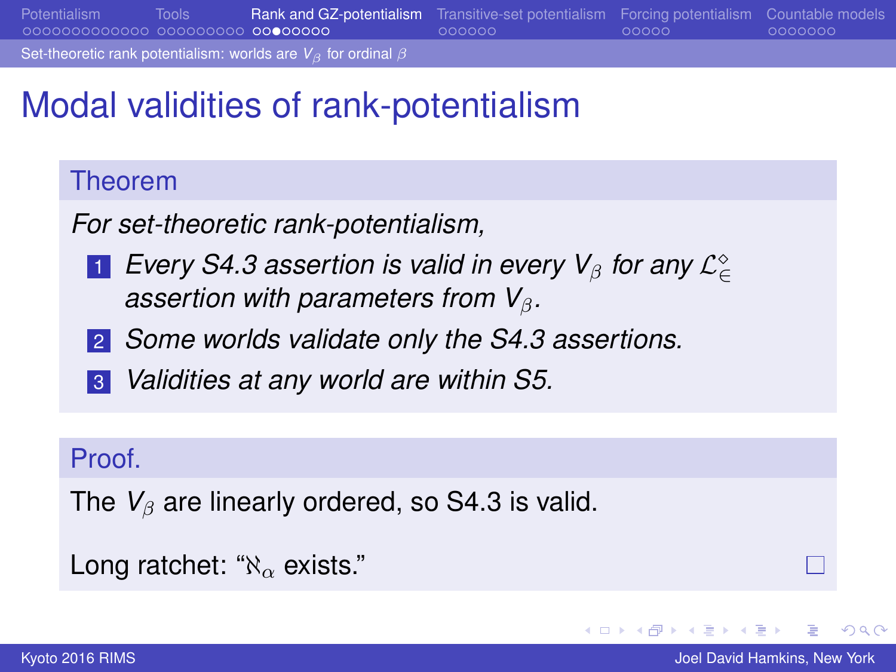# Modal validities of rank-potentialism

## Theorem

*For set-theoretic rank-potentialism,*

1. *Every S4.3 assertion is valid in every $V_\beta$ for any $\mathcal{L}_\in^\diamond$ assertion with parameters from $V_\beta$.*
2. *Some worlds validate only the S4.3 assertions.*
3. *Validities at any world are within S5.*

## Proof.

The $V_\beta$ are linearly ordered, so S4.3 is valid.

Long ratchet: "$\aleph_\alpha$ exists." □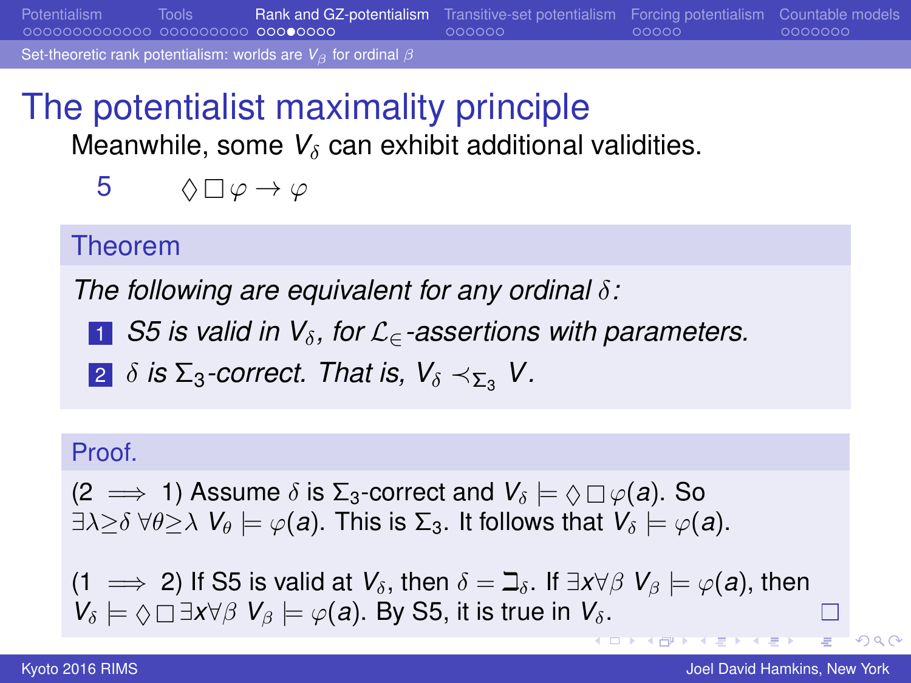# The potentialist maximality principle

Meanwhile, some $V_\delta$ can exhibit additional validities.

5 $\quad \Diamond\Box\varphi \to \varphi$

### Theorem

*The following are equivalent for any ordinal $\delta$:*

1. *S5 is valid in $V_\delta$, for $\mathcal{L}_\in$-assertions with parameters.*
2. *$\delta$ is $\Sigma_3$-correct. That is, $V_\delta \prec_{\Sigma_3} V$.*

### Proof.

($2 \implies 1$) Assume $\delta$ is $\Sigma_3$-correct and $V_\delta \models \Diamond\Box\varphi(a)$. So $\exists\lambda\geq\delta\ \forall\theta\geq\lambda\ V_\theta \models \varphi(a)$. This is $\Sigma_3$. It follows that $V_\delta \models \varphi(a)$.

($1 \implies 2$) If S5 is valid at $V_\delta$, then $\delta = \beth_\delta$. If $\exists x \forall\beta\ V_\beta \models \varphi(a)$, then $V_\delta \models \Diamond\Box\exists x\forall\beta\ V_\beta \models \varphi(a)$. By S5, it is true in $V_\delta$. □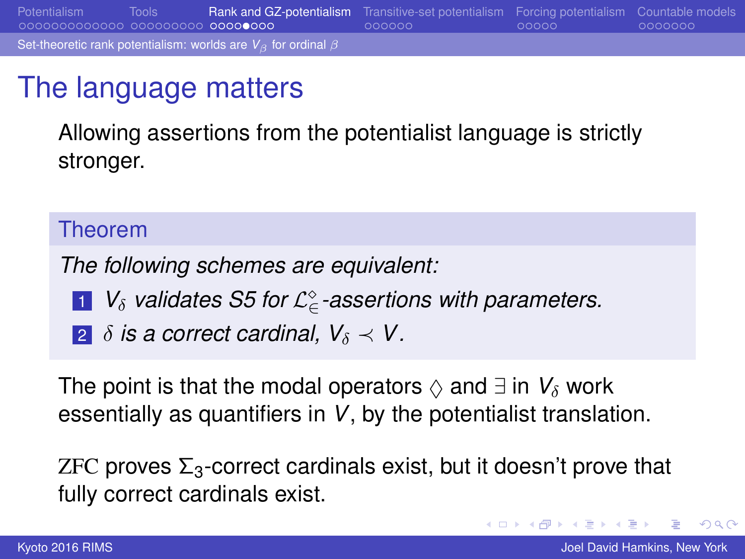# The language matters

Allowing assertions from the potentialist language is strictly stronger.

**Theorem**

*The following schemes are equivalent:*

1. *$V_\delta$ validates S5 for $\mathcal{L}_\in^\Diamond$-assertions with parameters.*
2. *$\delta$ is a correct cardinal, $V_\delta \prec V$.*

The point is that the modal operators $\Diamond$ and $\exists$ in $V_\delta$ work essentially as quantifiers in $V$, by the potentialist translation.

ZFC proves $\Sigma_3$-correct cardinals exist, but it doesn't prove that fully correct cardinals exist.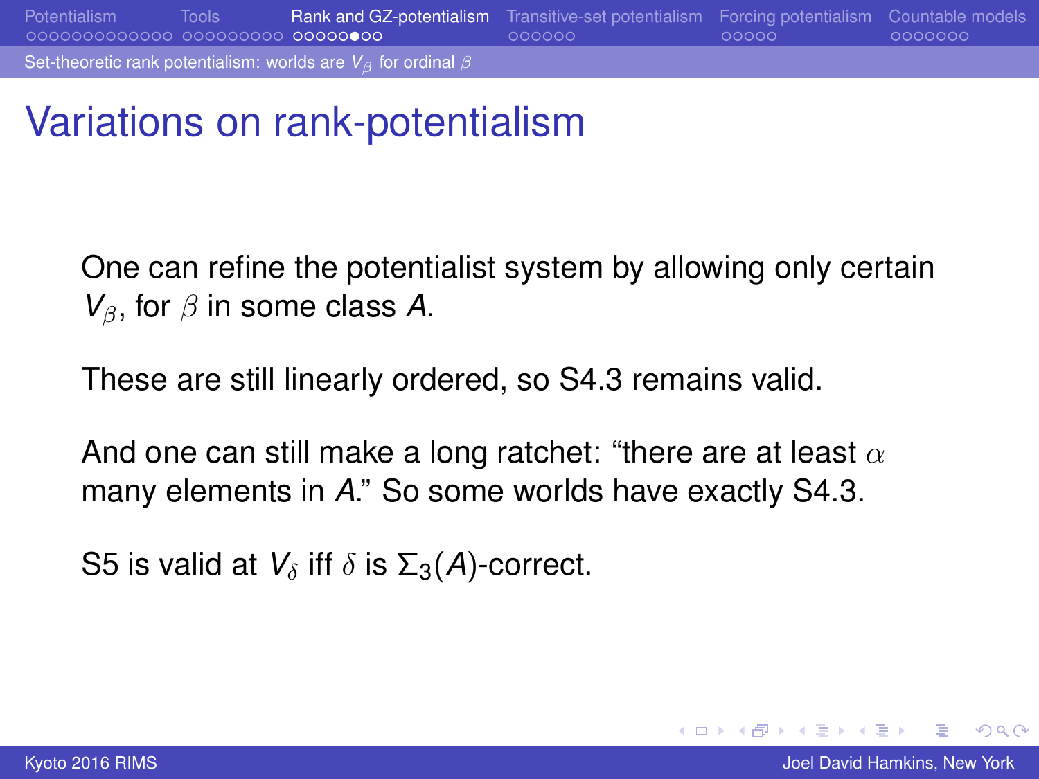# Variations on rank-potentialism

One can refine the potentialist system by allowing only certain $V_\beta$, for $\beta$ in some class $A$.

These are still linearly ordered, so S4.3 remains valid.

And one can still make a long ratchet: "there are at least $\alpha$ many elements in $A$." So some worlds have exactly S4.3.

S5 is valid at $V_\delta$ iff $\delta$ is $\Sigma_3(A)$-correct.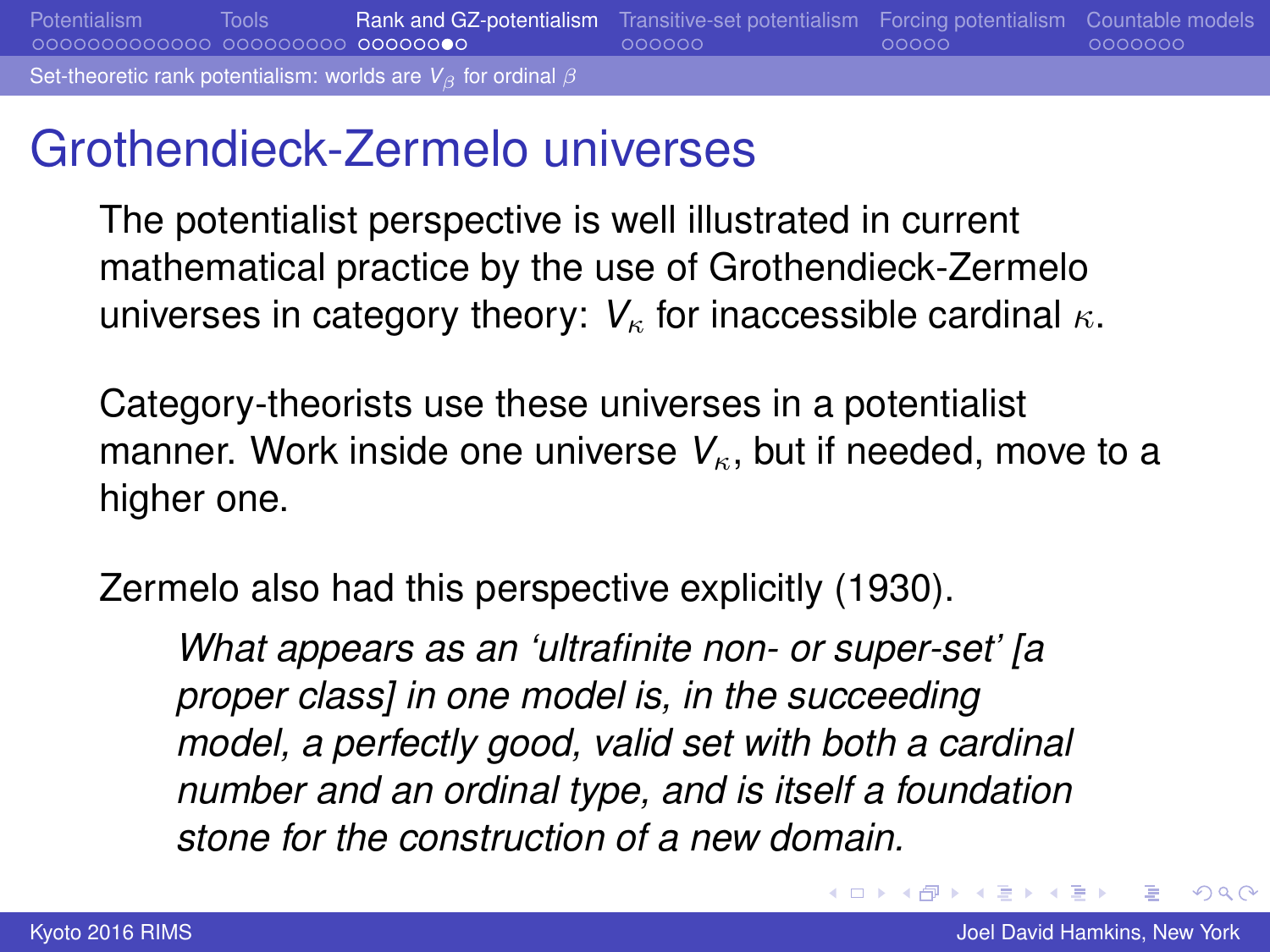# Grothendieck-Zermelo universes

The potentialist perspective is well illustrated in current mathematical practice by the use of Grothendieck-Zermelo universes in category theory: $V_\kappa$ for inaccessible cardinal $\kappa$.

Category-theorists use these universes in a potentialist manner. Work inside one universe $V_\kappa$, but if needed, move to a higher one.

Zermelo also had this perspective explicitly (1930).

> *What appears as an 'ultrafinite non- or super-set' [a proper class] in one model is, in the succeeding model, a perfectly good, valid set with both a cardinal number and an ordinal type, and is itself a foundation stone for the construction of a new domain.*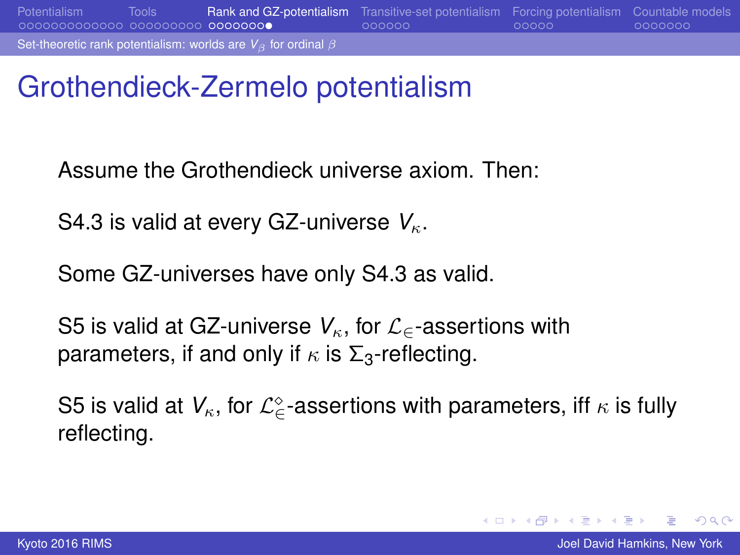# Grothendieck-Zermelo potentialism

Assume the Grothendieck universe axiom. Then:

S4.3 is valid at every GZ-universe $V_\kappa$.

Some GZ-universes have only S4.3 as valid.

S5 is valid at GZ-universe $V_\kappa$, for $\mathcal{L}_\in$-assertions with parameters, if and only if $\kappa$ is $\Sigma_3$-reflecting.

S5 is valid at $V_\kappa$, for $\mathcal{L}_\in^\Diamond$-assertions with parameters, iff $\kappa$ is fully reflecting.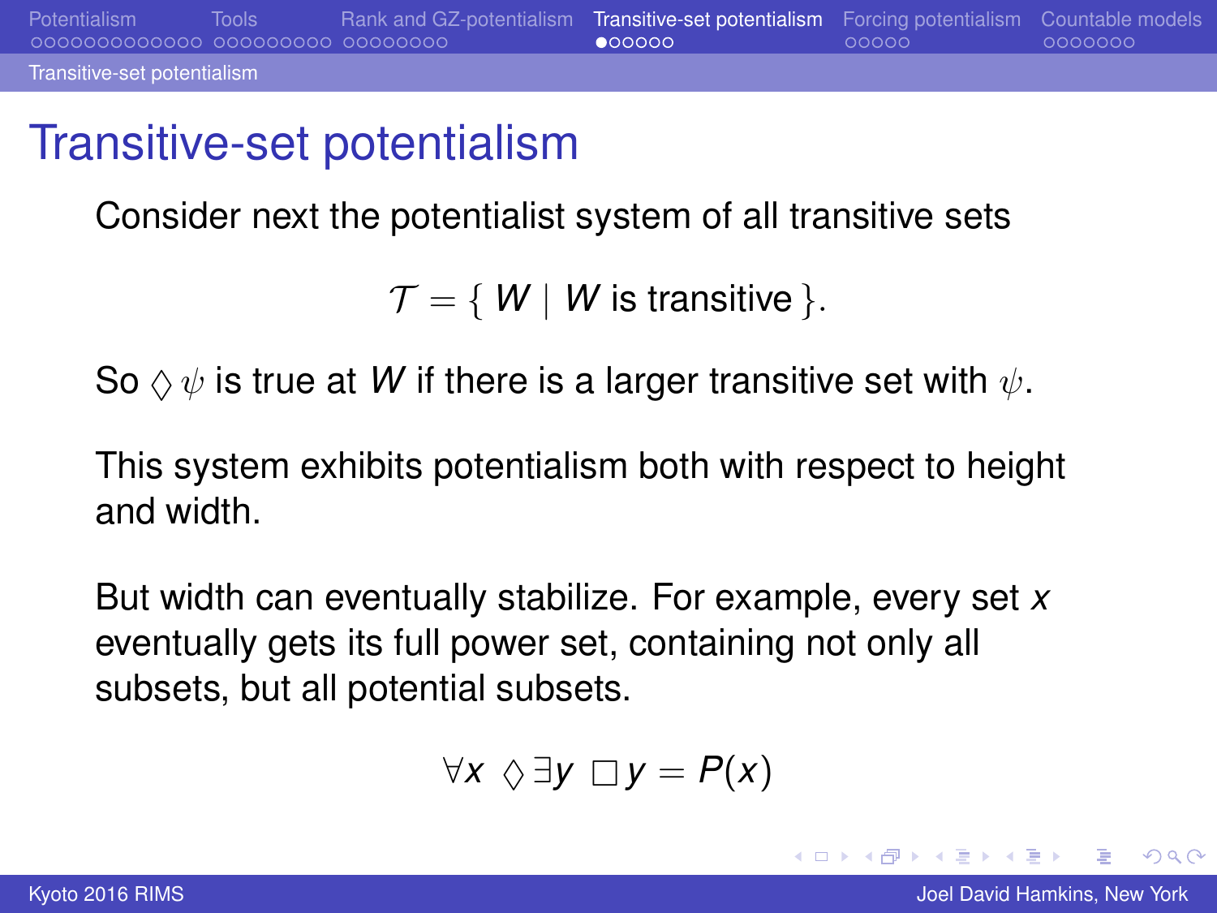# Transitive-set potentialism

Consider next the potentialist system of all transitive sets

$$\mathcal{T} = \{\, W \mid W \text{ is transitive} \,\}.$$

So $\Diamond\,\psi$ is true at $W$ if there is a larger transitive set with $\psi$.

This system exhibits potentialism both with respect to height and width.

But width can eventually stabilize. For example, every set $x$ eventually gets its full power set, containing not only all subsets, but all potential subsets.

$$\forall x\ \Diamond\,\exists y\ \Box\, y = P(x)$$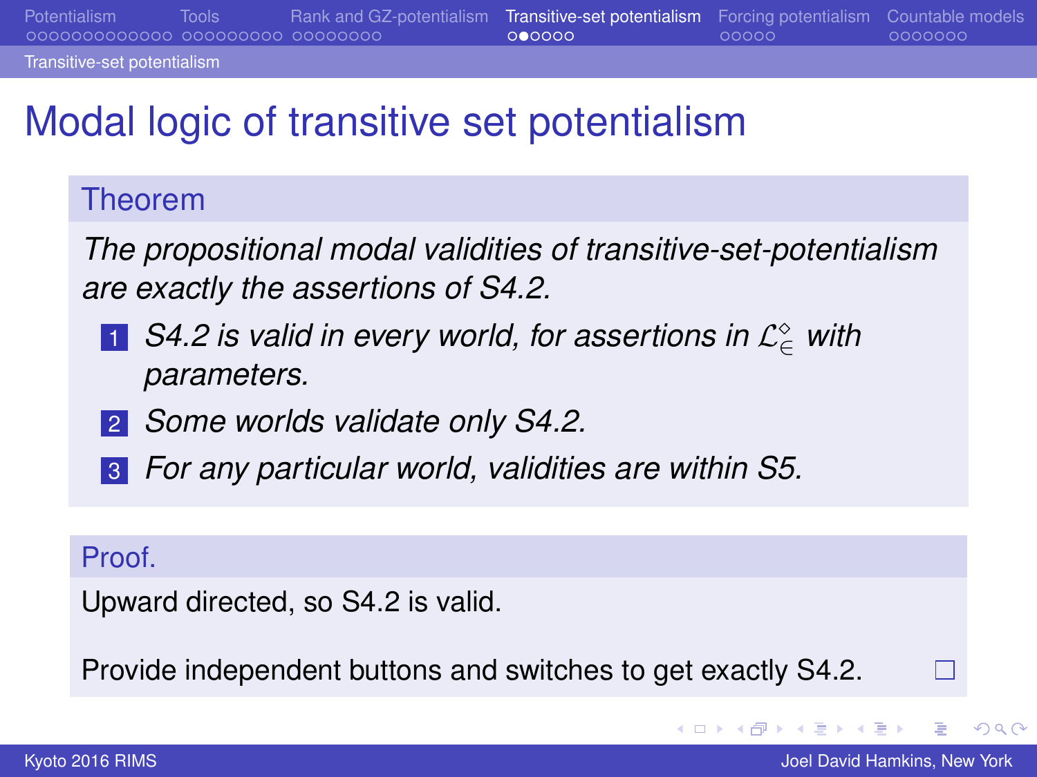# Modal logic of transitive set potentialism

**Theorem**

*The propositional modal validities of transitive-set-potentialism are exactly the assertions of S4.2.*

1. *S4.2 is valid in every world, for assertions in $\mathcal{L}_{\in}^{\Diamond}$ with parameters.*
2. *Some worlds validate only S4.2.*
3. *For any particular world, validities are within S5.*

**Proof.**

Upward directed, so S4.2 is valid.

Provide independent buttons and switches to get exactly S4.2. □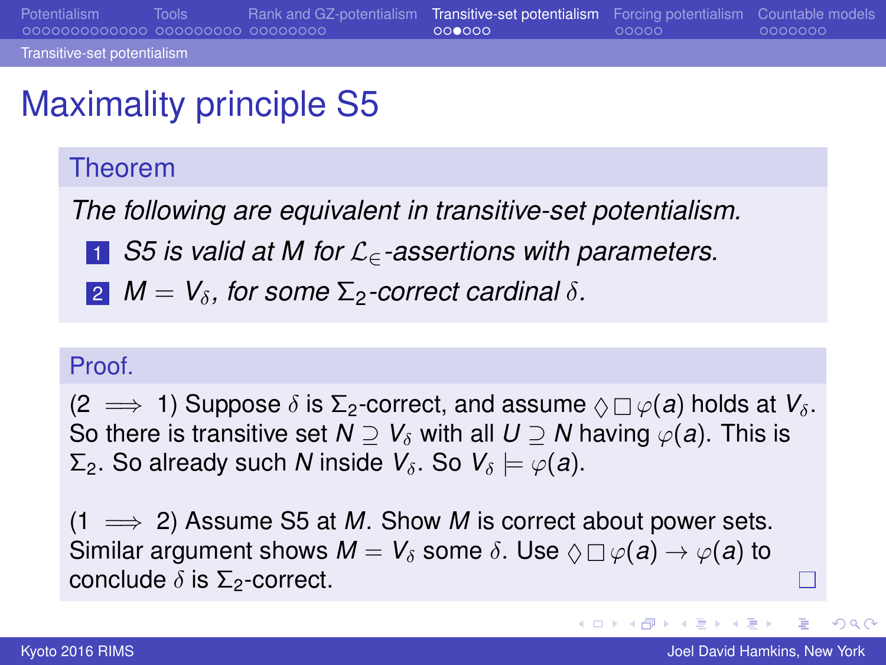# Maximality principle S5

**Theorem**

*The following are equivalent in transitive-set potentialism.*

1. *S5 is valid at $M$ for $\mathcal{L}_\in$-assertions with parameters.*
2. *$M = V_\delta$, for some $\Sigma_2$-correct cardinal $\delta$.*

**Proof.**

($2 \implies 1$) Suppose $\delta$ is $\Sigma_2$-correct, and assume $\Diamond\Box\varphi(a)$ holds at $V_\delta$. So there is transitive set $N \supseteq V_\delta$ with all $U \supseteq N$ having $\varphi(a)$. This is $\Sigma_2$. So already such $N$ inside $V_\delta$. So $V_\delta \models \varphi(a)$.

($1 \implies 2$) Assume S5 at $M$. Show $M$ is correct about power sets. Similar argument shows $M = V_\delta$ some $\delta$. Use $\Diamond\Box\varphi(a) \to \varphi(a)$ to conclude $\delta$ is $\Sigma_2$-correct. □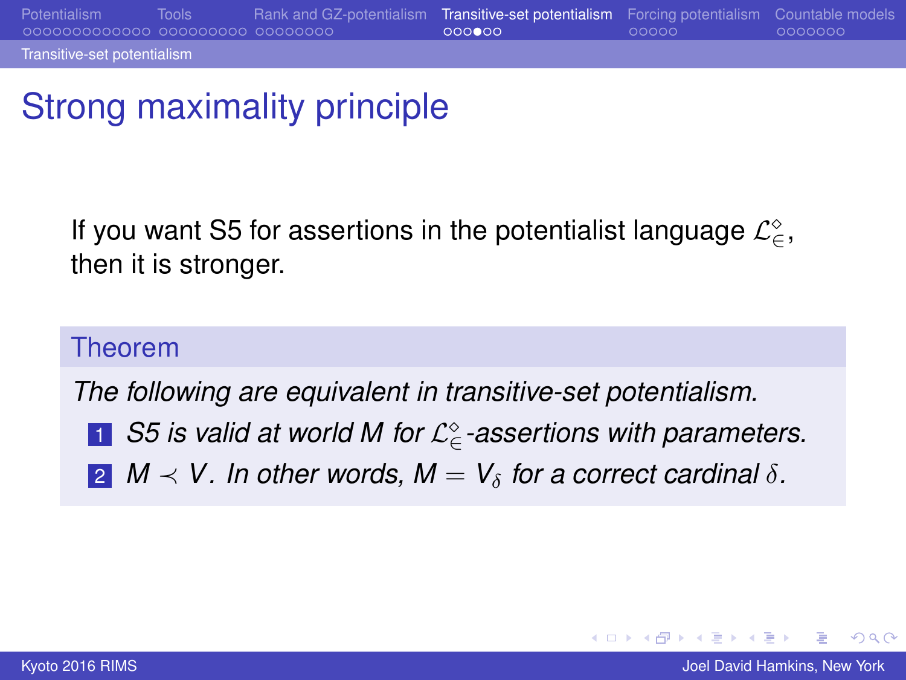# Strong maximality principle

If you want S5 for assertions in the potentialist language $\mathcal{L}_{\in}^{\diamond}$, then it is stronger.

**Theorem**

*The following are equivalent in transitive-set potentialism.*

1. *S5 is valid at world $M$ for $\mathcal{L}_{\in}^{\diamond}$-assertions with parameters.*
2. *$M \prec V$. In other words, $M = V_\delta$ for a correct cardinal $\delta$.*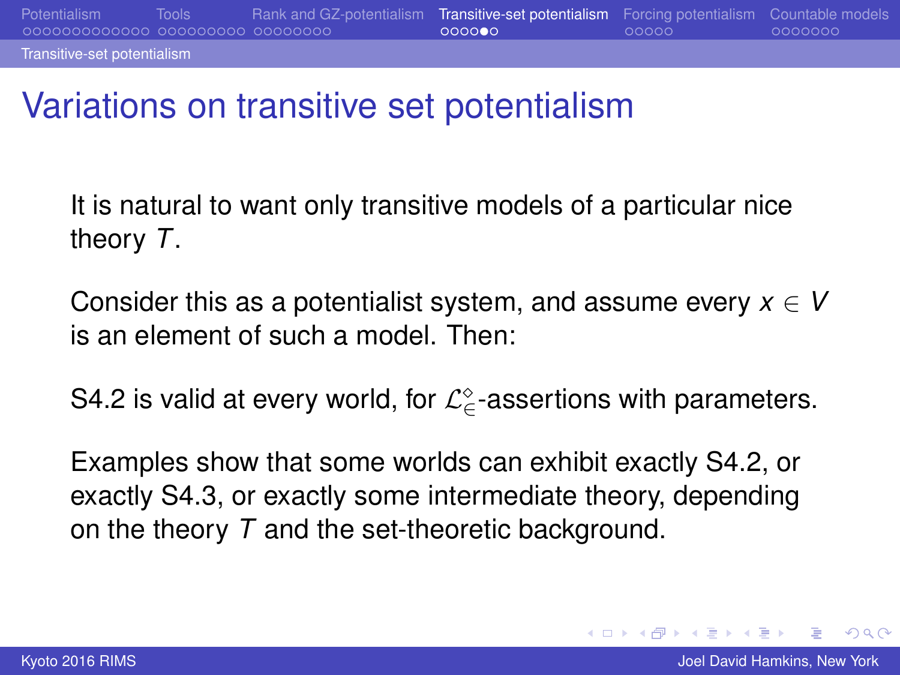# Variations on transitive set potentialism

It is natural to want only transitive models of a particular nice theory $T$.

Consider this as a potentialist system, and assume every $x \in V$ is an element of such a model. Then:

S4.2 is valid at every world, for $\mathcal{L}_{\in}^{\diamond}$-assertions with parameters.

Examples show that some worlds can exhibit exactly S4.2, or exactly S4.3, or exactly some intermediate theory, depending on the theory $T$ and the set-theoretic background.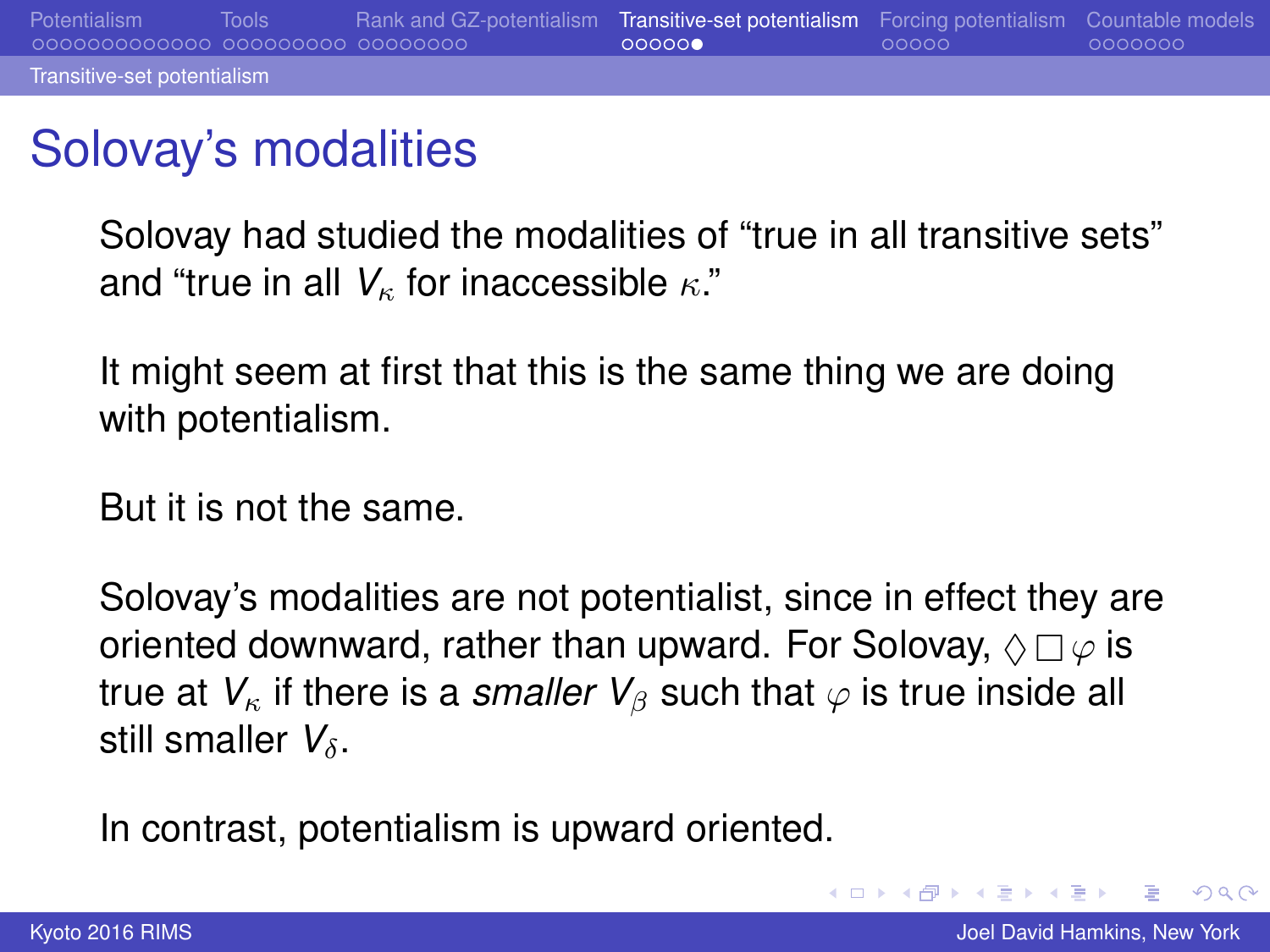# Solovay's modalities

Solovay had studied the modalities of "true in all transitive sets" and "true in all $V_\kappa$ for inaccessible $\kappa$."

It might seem at first that this is the same thing we are doing with potentialism.

But it is not the same.

Solovay's modalities are not potentialist, since in effect they are oriented downward, rather than upward. For Solovay, $\Diamond\Box\varphi$ is true at $V_\kappa$ if there is a *smaller* $V_\beta$ such that $\varphi$ is true inside all still smaller $V_\delta$.

In contrast, potentialism is upward oriented.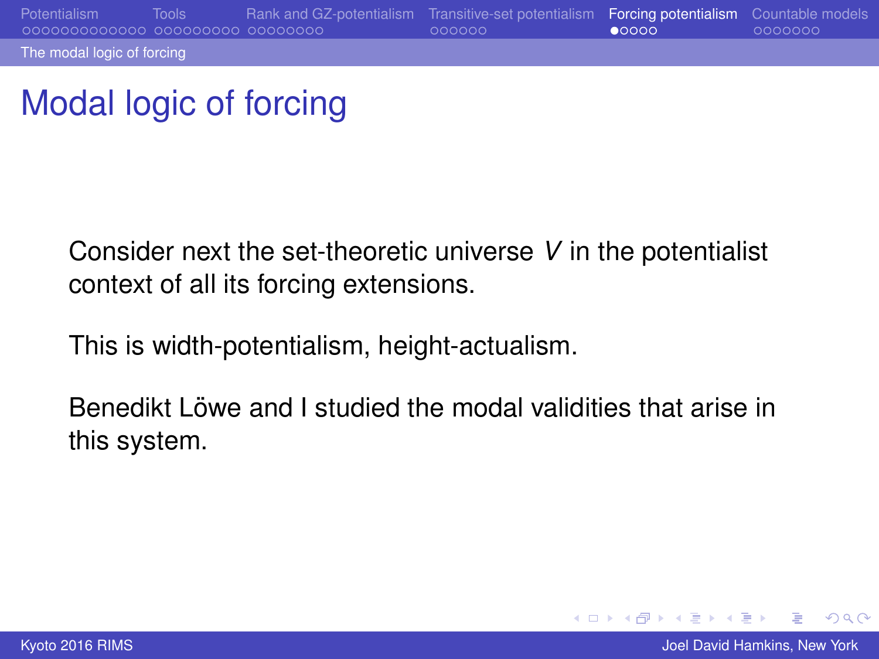# Modal logic of forcing

Consider next the set-theoretic universe $V$ in the potentialist context of all its forcing extensions.

This is width-potentialism, height-actualism.

Benedikt Löwe and I studied the modal validities that arise in this system.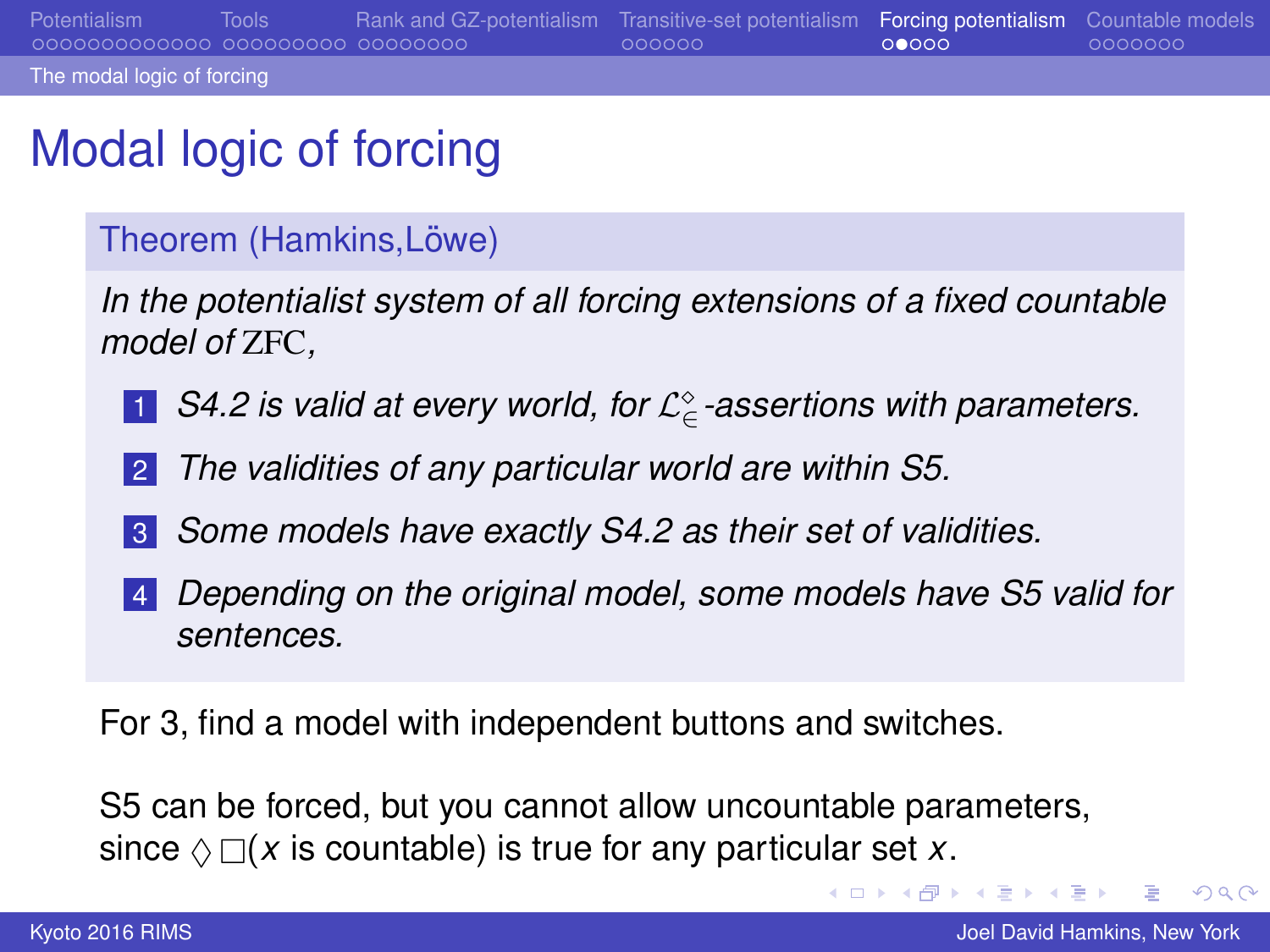# Modal logic of forcing

**Theorem (Hamkins,Löwe)**

*In the potentialist system of all forcing extensions of a fixed countable model of* ZFC*,*

1. *S4.2 is valid at every world, for $\mathcal{L}_\in^\diamond$-assertions with parameters.*
2. *The validities of any particular world are within S5.*
3. *Some models have exactly S4.2 as their set of validities.*
4. *Depending on the original model, some models have S5 valid for sentences.*

For 3, find a model with independent buttons and switches.

S5 can be forced, but you cannot allow uncountable parameters, since $\Diamond\Box(x \text{ is countable})$ is true for any particular set $x$.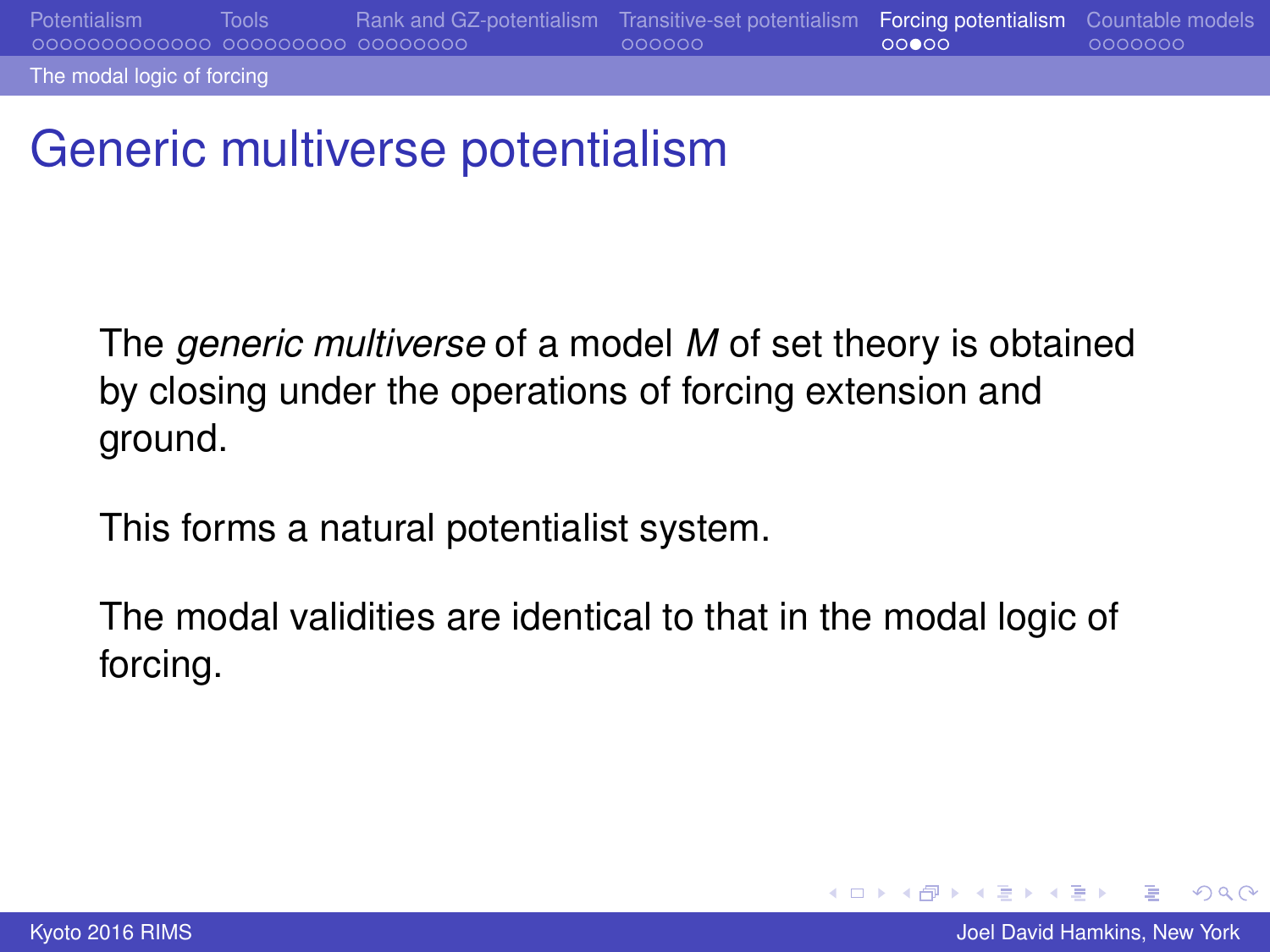# Generic multiverse potentialism

The *generic multiverse* of a model $M$ of set theory is obtained by closing under the operations of forcing extension and ground.

This forms a natural potentialist system.

The modal validities are identical to that in the modal logic of forcing.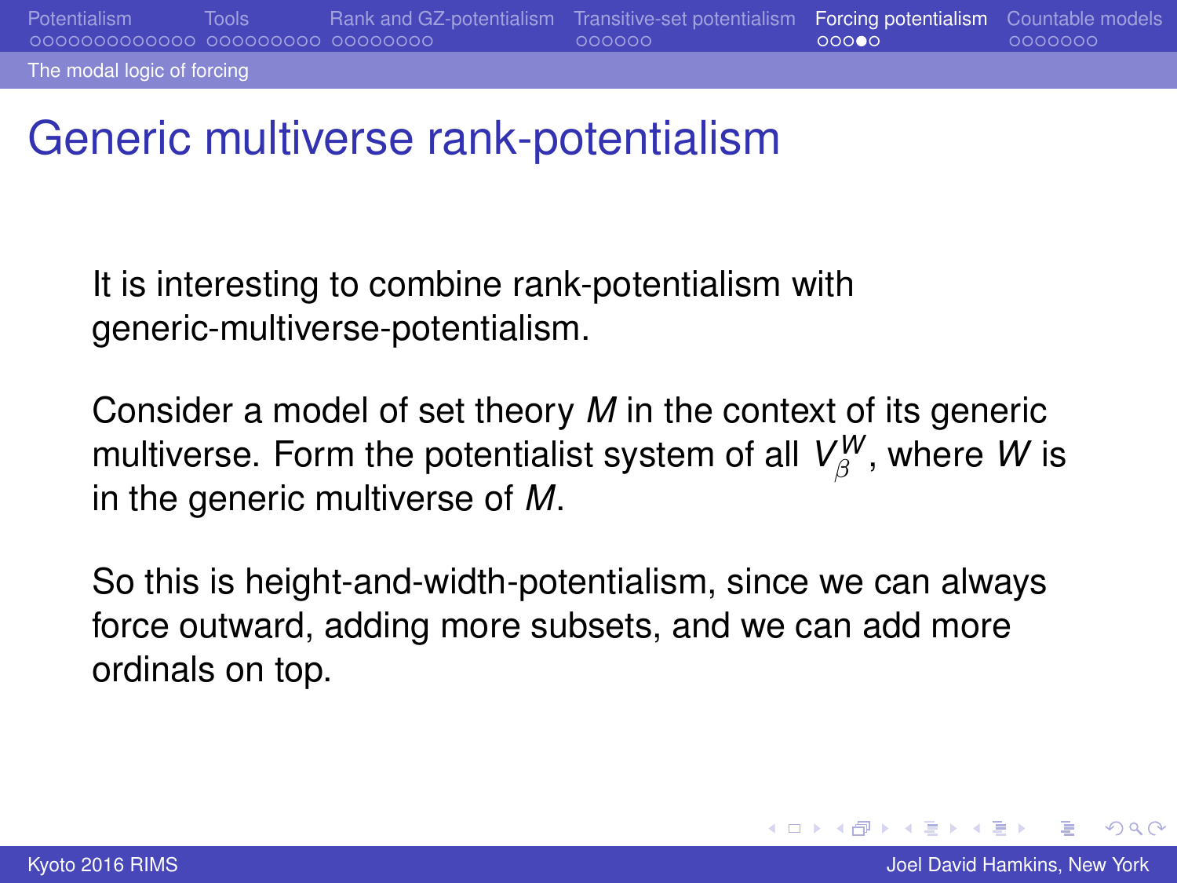# Generic multiverse rank-potentialism

It is interesting to combine rank-potentialism with generic-multiverse-potentialism.

Consider a model of set theory $M$ in the context of its generic multiverse. Form the potentialist system of all $V_\beta^W$, where $W$ is in the generic multiverse of $M$.

So this is height-and-width-potentialism, since we can always force outward, adding more subsets, and we can add more ordinals on top.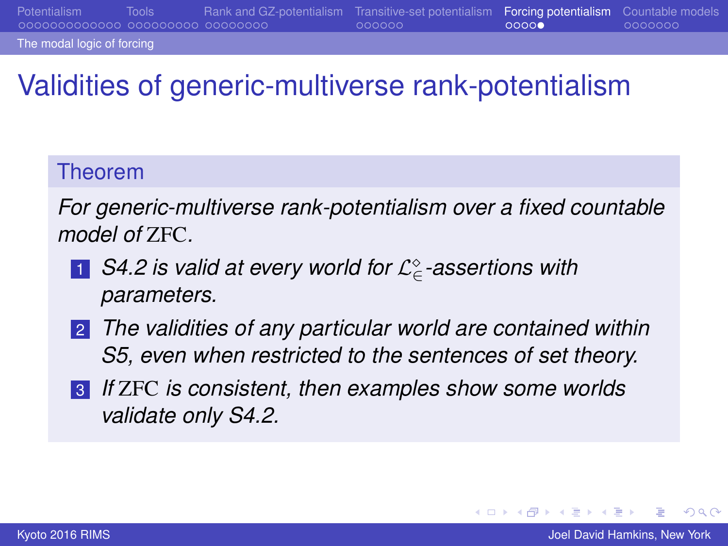# Validities of generic-multiverse rank-potentialism

## Theorem

*For generic-multiverse rank-potentialism over a fixed countable model of* ZFC*.*

1. *S4.2 is valid at every world for $\mathcal{L}_{\in}^{\diamond}$-assertions with parameters.*
2. *The validities of any particular world are contained within S5, even when restricted to the sentences of set theory.*
3. *If* ZFC *is consistent, then examples show some worlds validate only S4.2.*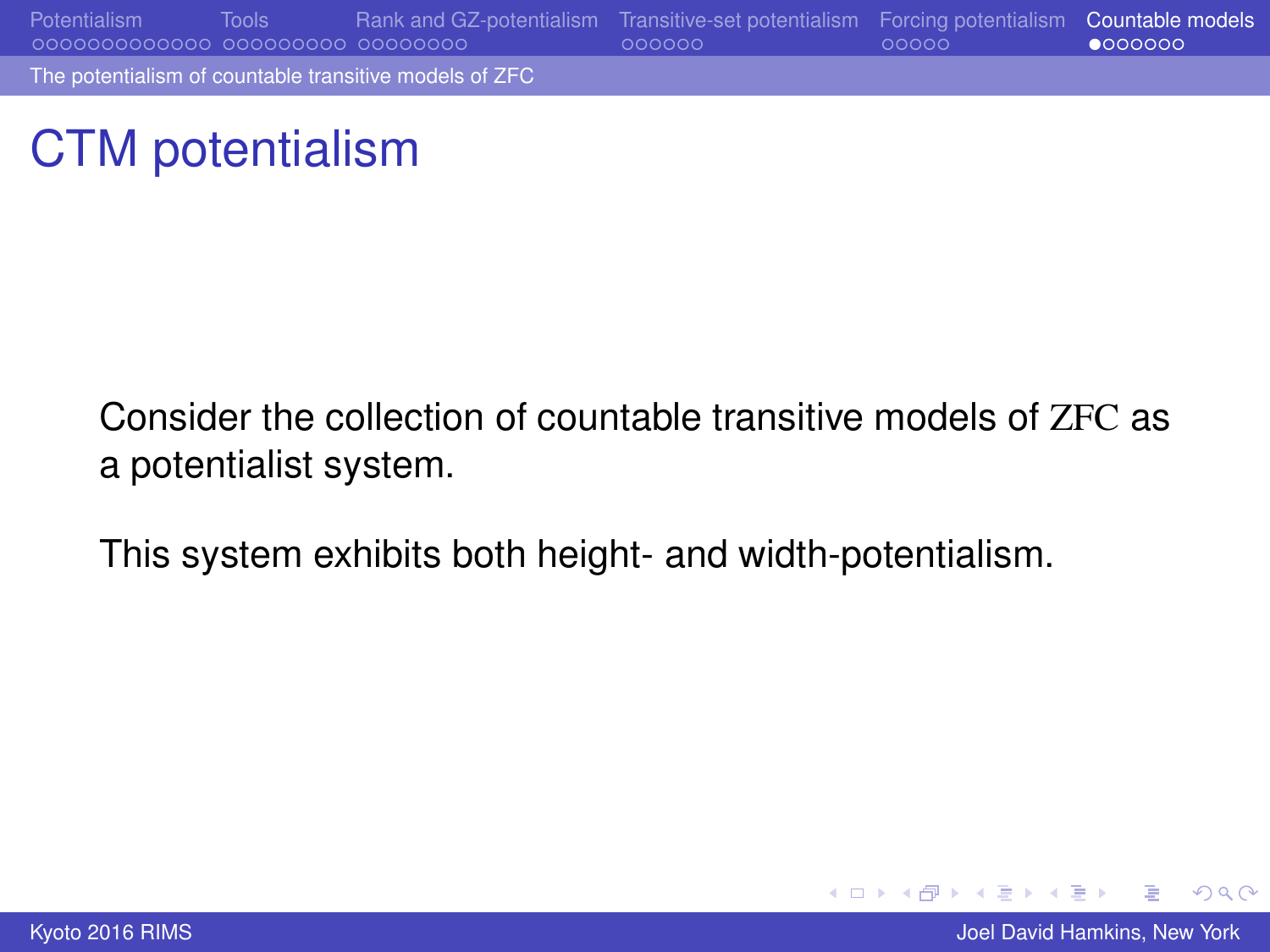# CTM potentialism

Consider the collection of countable transitive models of ZFC as a potentialist system.

This system exhibits both height- and width-potentialism.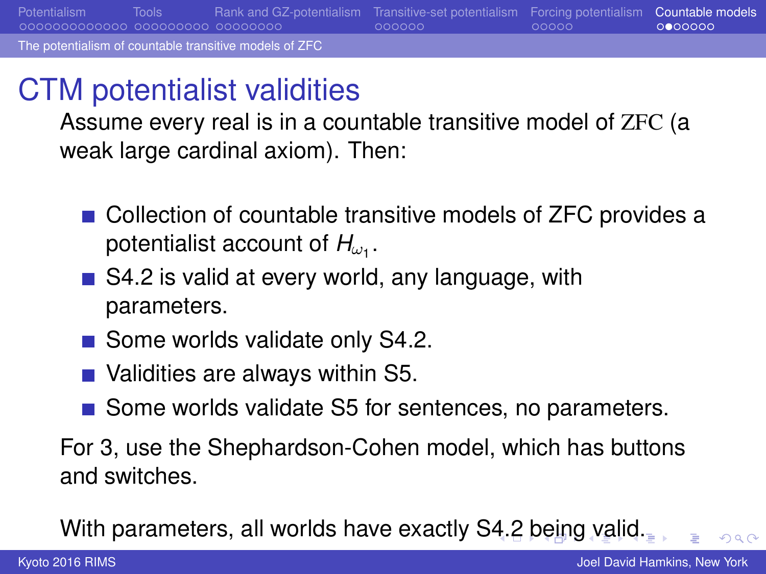## CTM potentialist validities

Assume every real is in a countable transitive model of ZFC (a weak large cardinal axiom). Then:

- Collection of countable transitive models of ZFC provides a potentialist account of $H_{\omega_1}$.
- S4.2 is valid at every world, any language, with parameters.
- Some worlds validate only S4.2.
- Validities are always within S5.
- Some worlds validate S5 for sentences, no parameters.

For 3, use the Shephardson-Cohen model, which has buttons and switches.

With parameters, all worlds have exactly S4.2 being valid.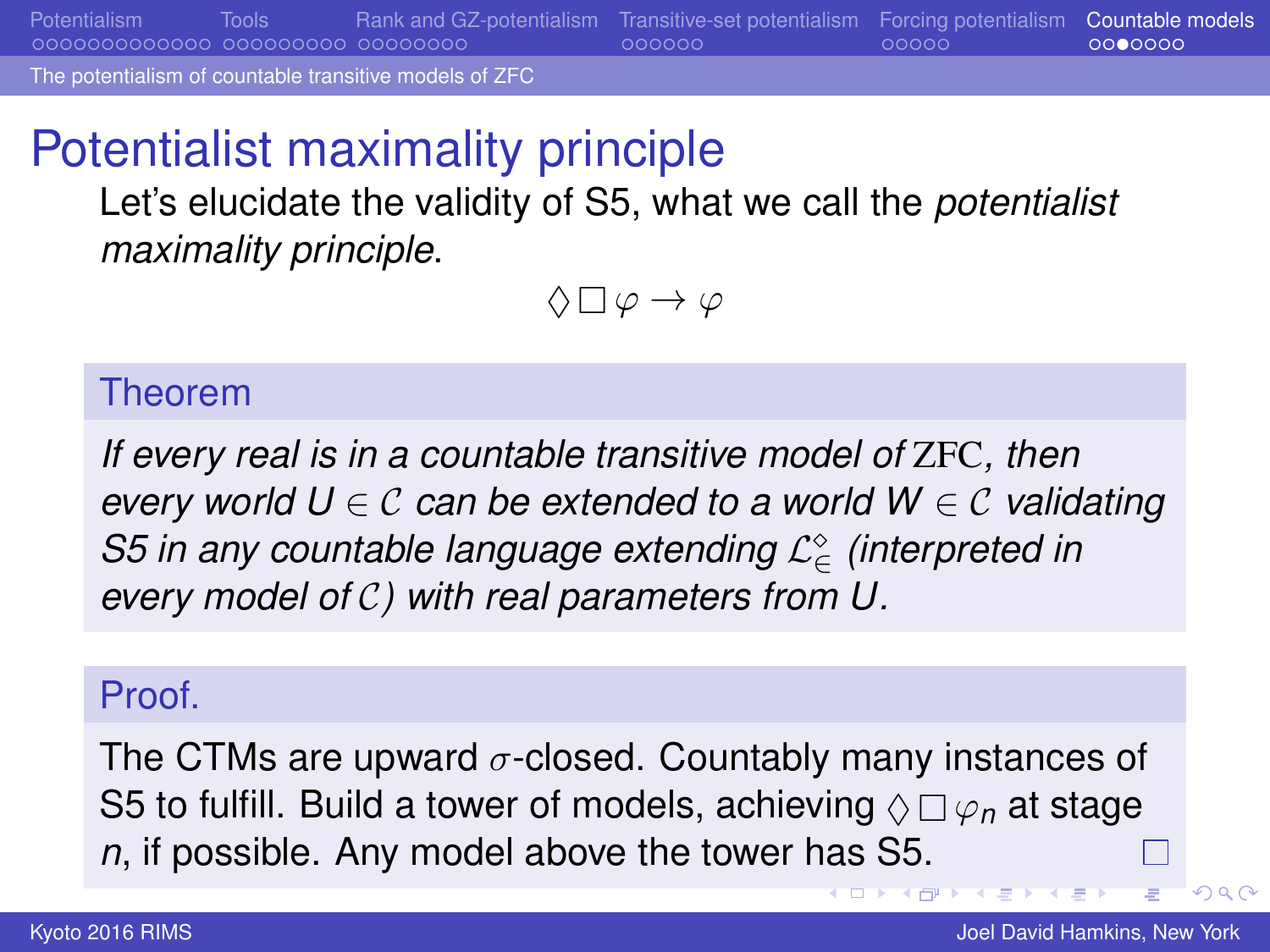# Potentialist maximality principle

Let's elucidate the validity of S5, what we call the *potentialist maximality principle*.

$$\Diamond\Box\varphi \to \varphi$$

**Theorem**

*If every real is in a countable transitive model of* ZFC*, then every world $U \in \mathcal{C}$ can be extended to a world $W \in \mathcal{C}$ validating S5 in any countable language extending $\mathcal{L}_\in^\Diamond$ (interpreted in every model of $\mathcal{C}$) with real parameters from $U$.*

**Proof.**

The CTMs are upward $\sigma$-closed. Countably many instances of S5 to fulfill. Build a tower of models, achieving $\Diamond\Box\varphi_n$ at stage $n$, if possible. Any model above the tower has S5. □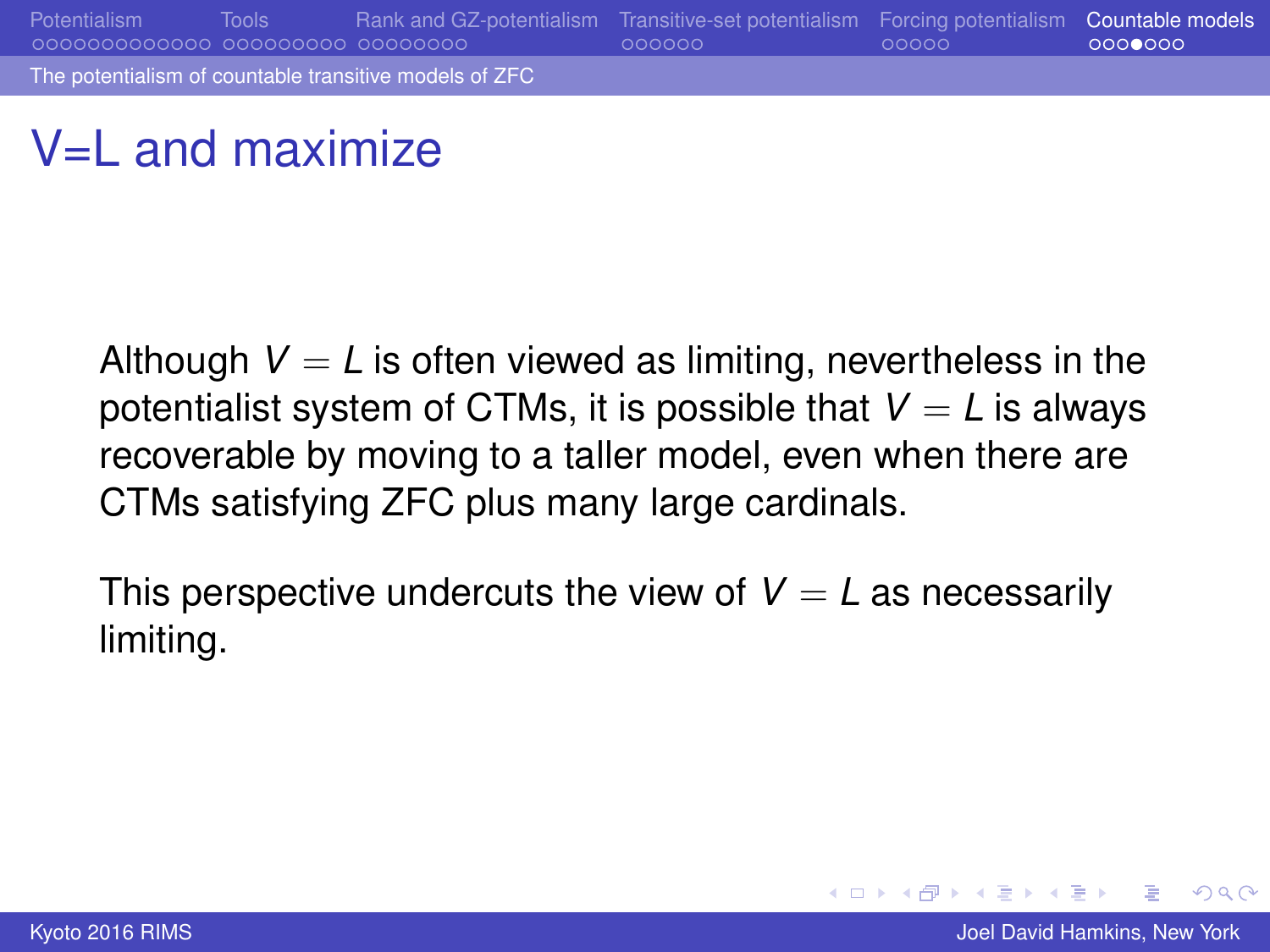# V=L and maximize

Although $V = L$ is often viewed as limiting, nevertheless in the potentialist system of CTMs, it is possible that $V = L$ is always recoverable by moving to a taller model, even when there are CTMs satisfying ZFC plus many large cardinals.

This perspective undercuts the view of $V = L$ as necessarily limiting.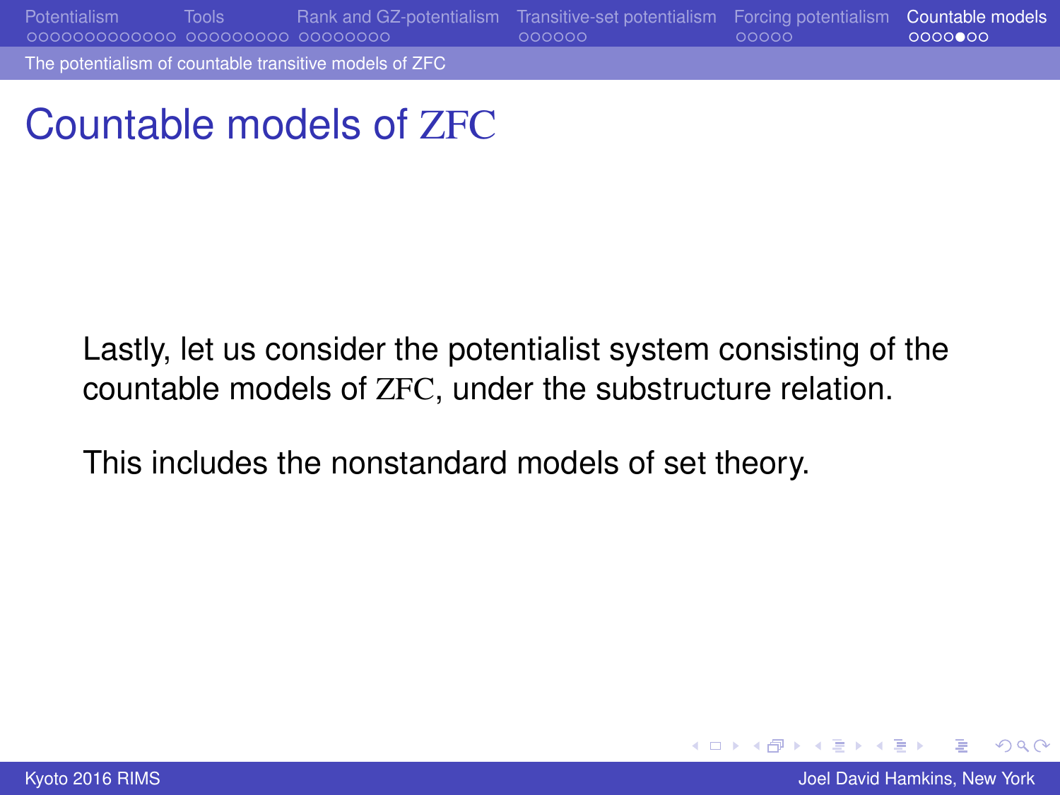# Countable models of ZFC

Lastly, let us consider the potentialist system consisting of the countable models of ZFC, under the substructure relation.

This includes the nonstandard models of set theory.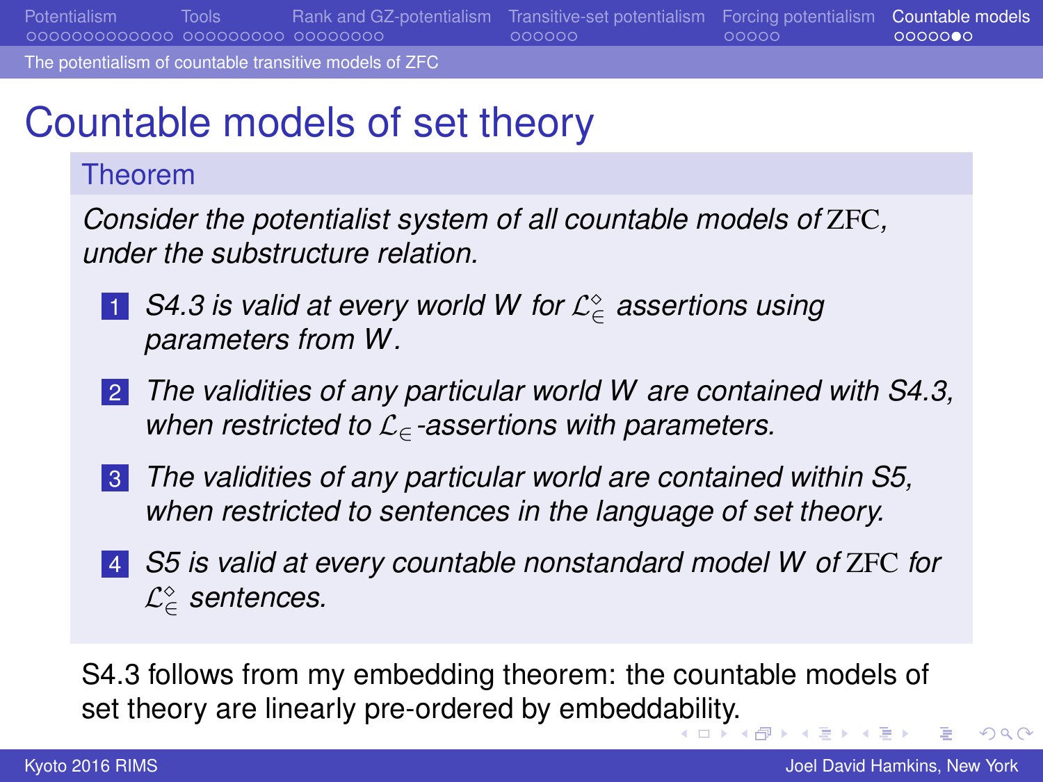# Countable models of set theory

**Theorem**

*Consider the potentialist system of all countable models of* ZFC*, under the substructure relation.*

1. *S4.3 is valid at every world $W$ for $\mathcal{L}_\in^\diamond$ assertions using parameters from $W$.*
2. *The validities of any particular world $W$ are contained with S4.3, when restricted to $\mathcal{L}_\in$-assertions with parameters.*
3. *The validities of any particular world are contained within S5, when restricted to sentences in the language of set theory.*
4. *S5 is valid at every countable nonstandard model $W$ of* ZFC *for $\mathcal{L}_\in^\diamond$ sentences.*

S4.3 follows from my embedding theorem: the countable models of set theory are linearly pre-ordered by embeddability.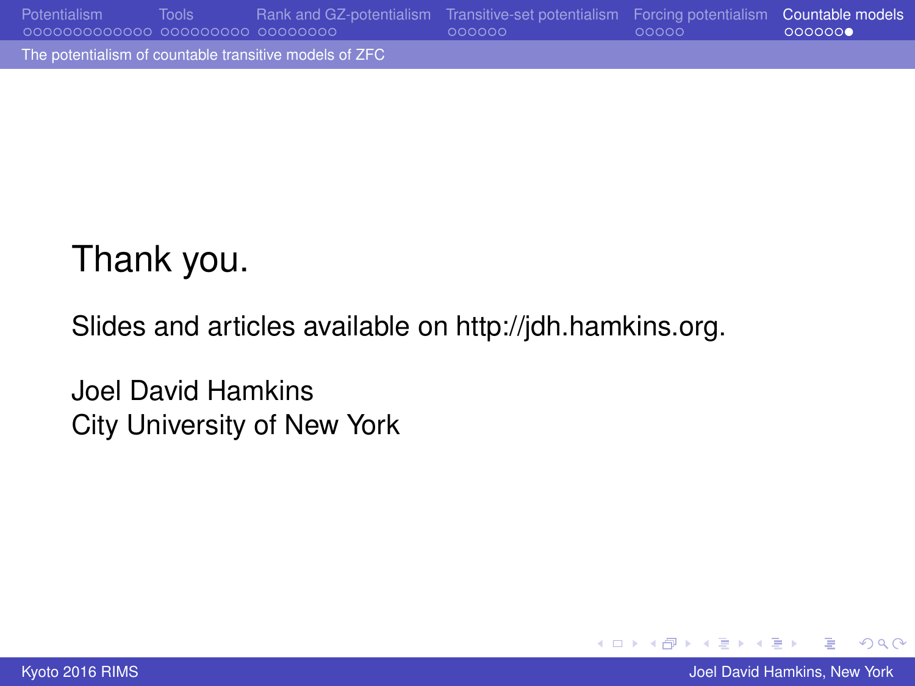# Thank you.

Slides and articles available on http://jdh.hamkins.org.

Joel David Hamkins
City University of New York